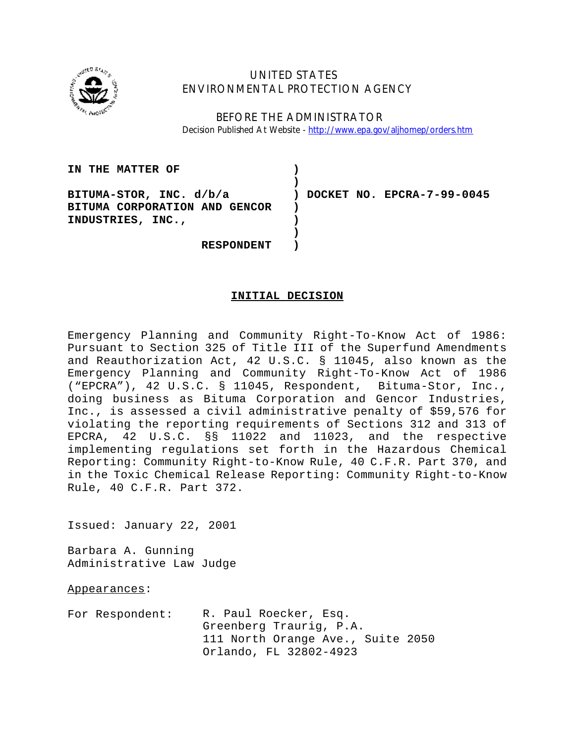UNITED STATES
ENVIRONMENTAL PROTECTION AGENCY

BEFORE THE ADMINISTRATOR

Decision Published At Website - http://www.epa.gov/aljhomep/orders.htm

**IN THE MATTER OF**

**BITUMA-STOR, INC. d/b/a BITUMA CORPORATION AND GENCOR INDUSTRIES, INC.,**

**RESPONDENT**

**DOCKET NO. EPCRA-7-99-0045**

**INITIAL DECISION**

Emergency Planning and Community Right-To-Know Act of 1986: Pursuant to Section 325 of Title III of the Superfund Amendments and Reauthorization Act, 42 U.S.C. § 11045, also known as the Emergency Planning and Community Right-To-Know Act of 1986 ("EPCRA"), 42 U.S.C. § 11045, Respondent, Bituma-Stor, Inc., doing business as Bituma Corporation and Gencor Industries, Inc., is assessed a civil administrative penalty of $59,576 for violating the reporting requirements of Sections 312 and 313 of EPCRA, 42 U.S.C. §§ 11022 and 11023, and the respective implementing regulations set forth in the Hazardous Chemical Reporting: Community Right-to-Know Rule, 40 C.F.R. Part 370, and in the Toxic Chemical Release Reporting: Community Right-to-Know Rule, 40 C.F.R. Part 372.

Issued: January 22, 2001

Barbara A. Gunning
Administrative Law Judge

Appearances:

For Respondent: R. Paul Roecker, Esq.
Greenberg Traurig, P.A.
111 North Orange Ave., Suite 2050
Orlando, FL 32802-4923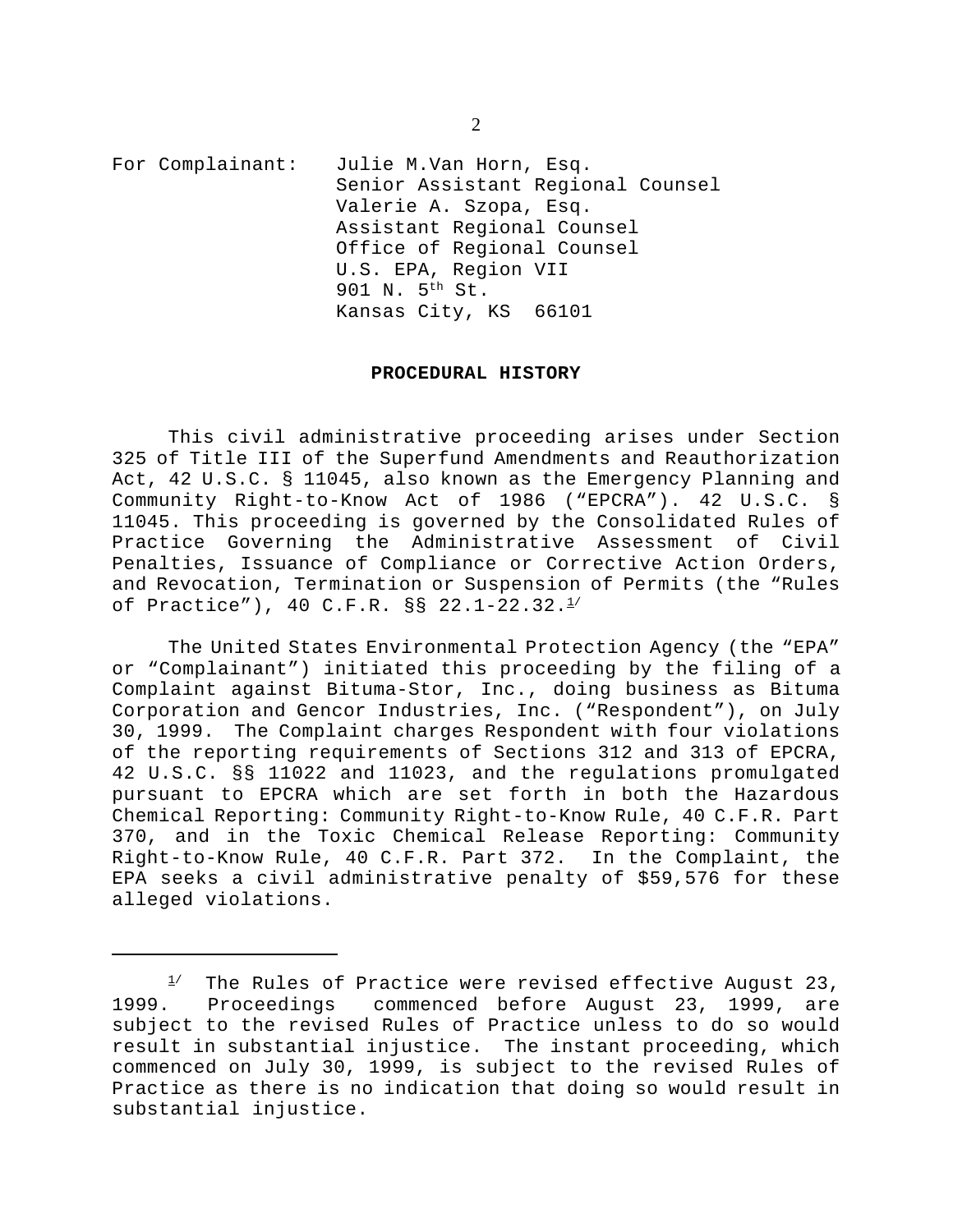For Complainant: Julie M.Van Horn, Esq.
Senior Assistant Regional Counsel
Valerie A. Szopa, Esq.
Assistant Regional Counsel
Office of Regional Counsel
U.S. EPA, Region VII
901 N. 5th St.
Kansas City, KS 66101

**PROCEDURAL HISTORY**

This civil administrative proceeding arises under Section 325 of Title III of the Superfund Amendments and Reauthorization Act, 42 U.S.C. § 11045, also known as the Emergency Planning and Community Right-to-Know Act of 1986 ("EPCRA"). 42 U.S.C. § 11045. This proceeding is governed by the Consolidated Rules of Practice Governing the Administrative Assessment of Civil Penalties, Issuance of Compliance or Corrective Action Orders, and Revocation, Termination or Suspension of Permits (the "Rules of Practice"), 40 C.F.R. §§ 22.1-22.32.[1/]

The United States Environmental Protection Agency (the "EPA" or "Complainant") initiated this proceeding by the filing of a Complaint against Bituma-Stor, Inc., doing business as Bituma Corporation and Gencor Industries, Inc. ("Respondent"), on July 30, 1999. The Complaint charges Respondent with four violations of the reporting requirements of Sections 312 and 313 of EPCRA, 42 U.S.C. §§ 11022 and 11023, and the regulations promulgated pursuant to EPCRA which are set forth in both the Hazardous Chemical Reporting: Community Right-to-Know Rule, 40 C.F.R. Part 370, and in the Toxic Chemical Release Reporting: Community Right-to-Know Rule, 40 C.F.R. Part 372. In the Complaint, the EPA seeks a civil administrative penalty of $59,576 for these alleged violations.

---

[1/] The Rules of Practice were revised effective August 23, 1999. Proceedings commenced before August 23, 1999, are subject to the revised Rules of Practice unless to do so would result in substantial injustice. The instant proceeding, which commenced on July 30, 1999, is subject to the revised Rules of Practice as there is no indication that doing so would result in substantial injustice.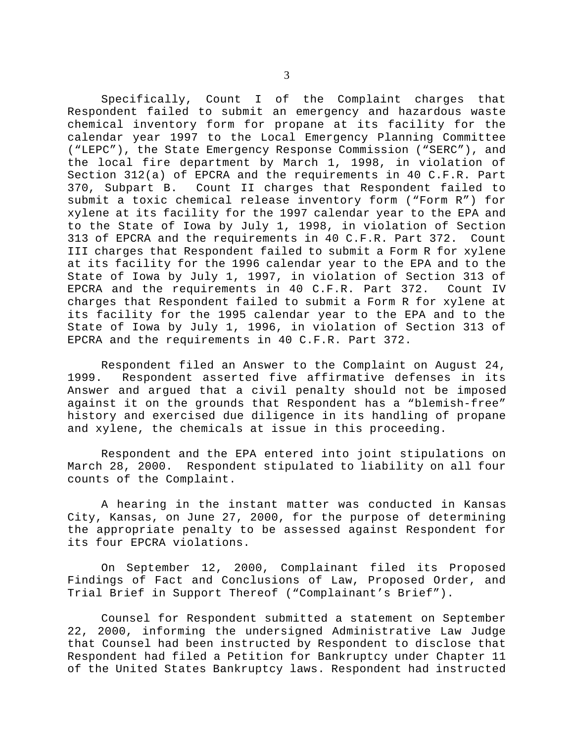Specifically, Count I of the Complaint charges that Respondent failed to submit an emergency and hazardous waste chemical inventory form for propane at its facility for the calendar year 1997 to the Local Emergency Planning Committee ("LEPC"), the State Emergency Response Commission ("SERC"), and the local fire department by March 1, 1998, in violation of Section 312(a) of EPCRA and the requirements in 40 C.F.R. Part 370, Subpart B. Count II charges that Respondent failed to submit a toxic chemical release inventory form ("Form R") for xylene at its facility for the 1997 calendar year to the EPA and to the State of Iowa by July 1, 1998, in violation of Section 313 of EPCRA and the requirements in 40 C.F.R. Part 372. Count III charges that Respondent failed to submit a Form R for xylene at its facility for the 1996 calendar year to the EPA and to the State of Iowa by July 1, 1997, in violation of Section 313 of EPCRA and the requirements in 40 C.F.R. Part 372. Count IV charges that Respondent failed to submit a Form R for xylene at its facility for the 1995 calendar year to the EPA and to the State of Iowa by July 1, 1996, in violation of Section 313 of EPCRA and the requirements in 40 C.F.R. Part 372.

Respondent filed an Answer to the Complaint on August 24, 1999. Respondent asserted five affirmative defenses in its Answer and argued that a civil penalty should not be imposed against it on the grounds that Respondent has a "blemish-free" history and exercised due diligence in its handling of propane and xylene, the chemicals at issue in this proceeding.

Respondent and the EPA entered into joint stipulations on March 28, 2000. Respondent stipulated to liability on all four counts of the Complaint.

A hearing in the instant matter was conducted in Kansas City, Kansas, on June 27, 2000, for the purpose of determining the appropriate penalty to be assessed against Respondent for its four EPCRA violations.

On September 12, 2000, Complainant filed its Proposed Findings of Fact and Conclusions of Law, Proposed Order, and Trial Brief in Support Thereof ("Complainant's Brief").

Counsel for Respondent submitted a statement on September 22, 2000, informing the undersigned Administrative Law Judge that Counsel had been instructed by Respondent to disclose that Respondent had filed a Petition for Bankruptcy under Chapter 11 of the United States Bankruptcy laws. Respondent had instructed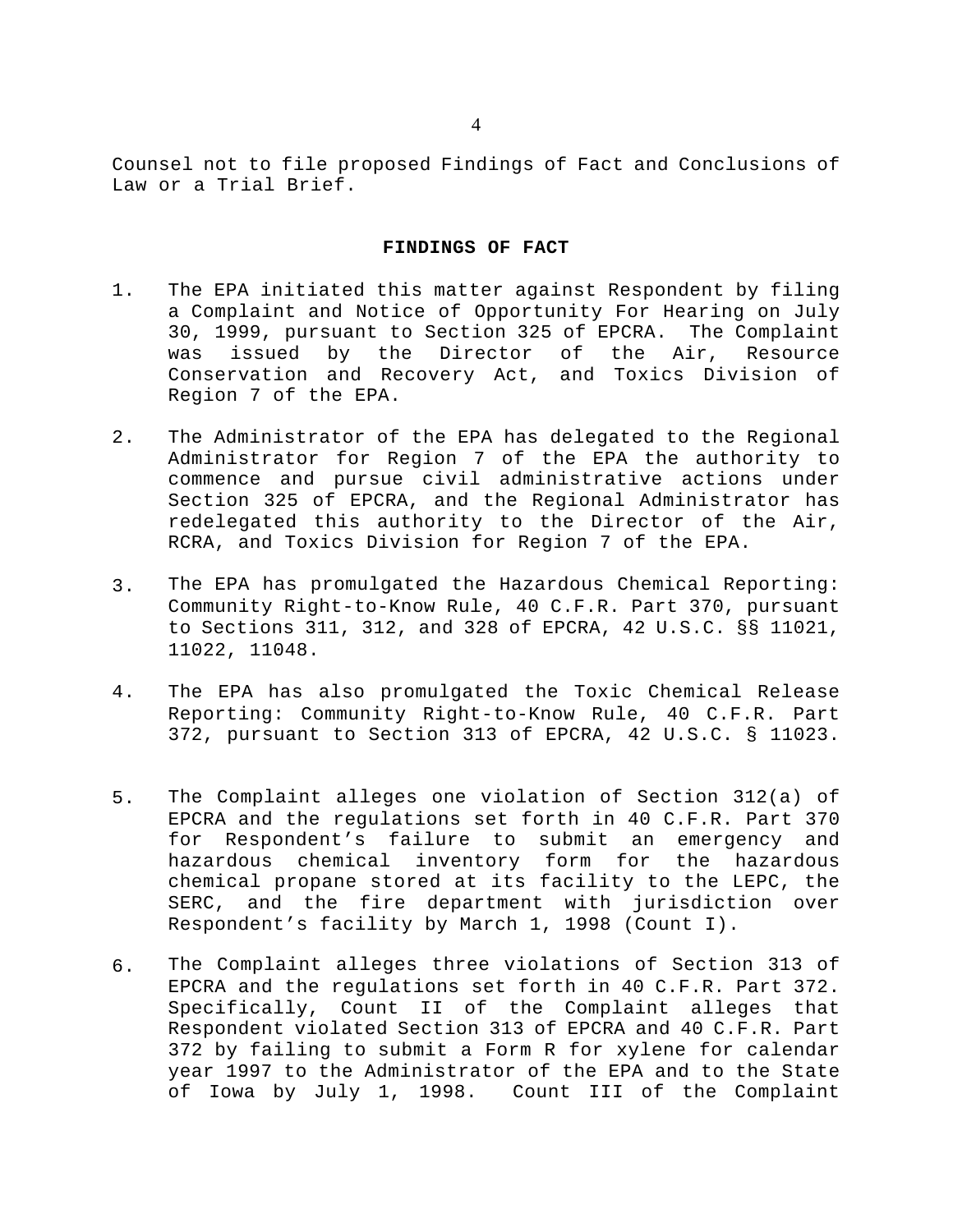Counsel not to file proposed Findings of Fact and Conclusions of Law or a Trial Brief.

**FINDINGS OF FACT**

1. The EPA initiated this matter against Respondent by filing a Complaint and Notice of Opportunity For Hearing on July 30, 1999, pursuant to Section 325 of EPCRA. The Complaint was issued by the Director of the Air, Resource Conservation and Recovery Act, and Toxics Division of Region 7 of the EPA.

2. The Administrator of the EPA has delegated to the Regional Administrator for Region 7 of the EPA the authority to commence and pursue civil administrative actions under Section 325 of EPCRA, and the Regional Administrator has redelegated this authority to the Director of the Air, RCRA, and Toxics Division for Region 7 of the EPA.

3. The EPA has promulgated the Hazardous Chemical Reporting: Community Right-to-Know Rule, 40 C.F.R. Part 370, pursuant to Sections 311, 312, and 328 of EPCRA, 42 U.S.C. §§ 11021, 11022, 11048.

4. The EPA has also promulgated the Toxic Chemical Release Reporting: Community Right-to-Know Rule, 40 C.F.R. Part 372, pursuant to Section 313 of EPCRA, 42 U.S.C. § 11023.

5. The Complaint alleges one violation of Section 312(a) of EPCRA and the regulations set forth in 40 C.F.R. Part 370 for Respondent's failure to submit an emergency and hazardous chemical inventory form for the hazardous chemical propane stored at its facility to the LEPC, the SERC, and the fire department with jurisdiction over Respondent's facility by March 1, 1998 (Count I).

6. The Complaint alleges three violations of Section 313 of EPCRA and the regulations set forth in 40 C.F.R. Part 372. Specifically, Count II of the Complaint alleges that Respondent violated Section 313 of EPCRA and 40 C.F.R. Part 372 by failing to submit a Form R for xylene for calendar year 1997 to the Administrator of the EPA and to the State of Iowa by July 1, 1998. Count III of the Complaint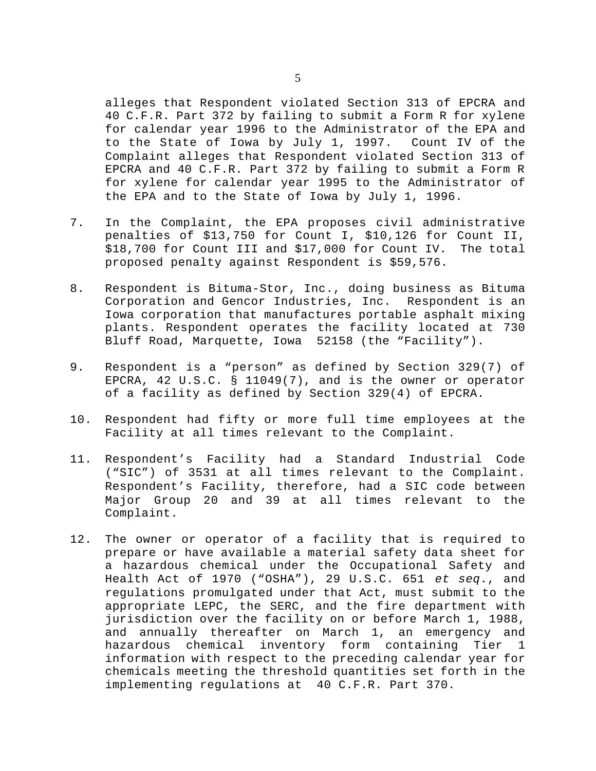alleges that Respondent violated Section 313 of EPCRA and 40 C.F.R. Part 372 by failing to submit a Form R for xylene for calendar year 1996 to the Administrator of the EPA and to the State of Iowa by July 1, 1997. Count IV of the Complaint alleges that Respondent violated Section 313 of EPCRA and 40 C.F.R. Part 372 by failing to submit a Form R for xylene for calendar year 1995 to the Administrator of the EPA and to the State of Iowa by July 1, 1996.

7. In the Complaint, the EPA proposes civil administrative penalties of $13,750 for Count I, $10,126 for Count II, $18,700 for Count III and $17,000 for Count IV. The total proposed penalty against Respondent is $59,576.

8. Respondent is Bituma-Stor, Inc., doing business as Bituma Corporation and Gencor Industries, Inc. Respondent is an Iowa corporation that manufactures portable asphalt mixing plants. Respondent operates the facility located at 730 Bluff Road, Marquette, Iowa 52158 (the "Facility").

9. Respondent is a "person" as defined by Section 329(7) of EPCRA, 42 U.S.C. § 11049(7), and is the owner or operator of a facility as defined by Section 329(4) of EPCRA.

10. Respondent had fifty or more full time employees at the Facility at all times relevant to the Complaint.

11. Respondent's Facility had a Standard Industrial Code ("SIC") of 3531 at all times relevant to the Complaint. Respondent's Facility, therefore, had a SIC code between Major Group 20 and 39 at all times relevant to the Complaint.

12. The owner or operator of a facility that is required to prepare or have available a material safety data sheet for a hazardous chemical under the Occupational Safety and Health Act of 1970 ("OSHA"), 29 U.S.C. 651 *et seq.*, and regulations promulgated under that Act, must submit to the appropriate LEPC, the SERC, and the fire department with jurisdiction over the facility on or before March 1, 1988, and annually thereafter on March 1, an emergency and hazardous chemical inventory form containing Tier 1 information with respect to the preceding calendar year for chemicals meeting the threshold quantities set forth in the implementing regulations at 40 C.F.R. Part 370.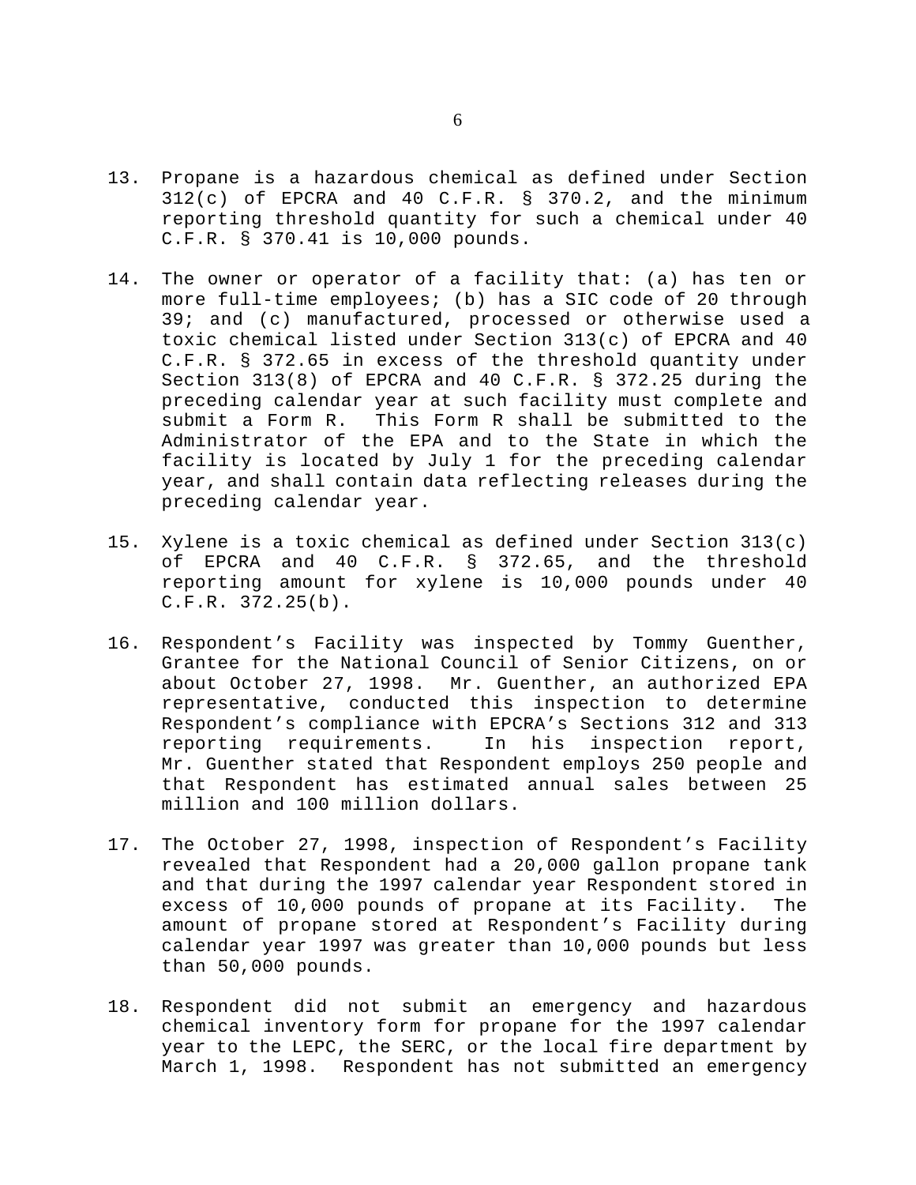13. Propane is a hazardous chemical as defined under Section 312(c) of EPCRA and 40 C.F.R. § 370.2, and the minimum reporting threshold quantity for such a chemical under 40 C.F.R. § 370.41 is 10,000 pounds.

14. The owner or operator of a facility that: (a) has ten or more full-time employees; (b) has a SIC code of 20 through 39; and (c) manufactured, processed or otherwise used a toxic chemical listed under Section 313(c) of EPCRA and 40 C.F.R. § 372.65 in excess of the threshold quantity under Section 313(8) of EPCRA and 40 C.F.R. § 372.25 during the preceding calendar year at such facility must complete and submit a Form R. This Form R shall be submitted to the Administrator of the EPA and to the State in which the facility is located by July 1 for the preceding calendar year, and shall contain data reflecting releases during the preceding calendar year.

15. Xylene is a toxic chemical as defined under Section 313(c) of EPCRA and 40 C.F.R. § 372.65, and the threshold reporting amount for xylene is 10,000 pounds under 40 C.F.R. 372.25(b).

16. Respondent's Facility was inspected by Tommy Guenther, Grantee for the National Council of Senior Citizens, on or about October 27, 1998. Mr. Guenther, an authorized EPA representative, conducted this inspection to determine Respondent's compliance with EPCRA's Sections 312 and 313 reporting requirements. In his inspection report, Mr. Guenther stated that Respondent employs 250 people and that Respondent has estimated annual sales between 25 million and 100 million dollars.

17. The October 27, 1998, inspection of Respondent's Facility revealed that Respondent had a 20,000 gallon propane tank and that during the 1997 calendar year Respondent stored in excess of 10,000 pounds of propane at its Facility. The amount of propane stored at Respondent's Facility during calendar year 1997 was greater than 10,000 pounds but less than 50,000 pounds.

18. Respondent did not submit an emergency and hazardous chemical inventory form for propane for the 1997 calendar year to the LEPC, the SERC, or the local fire department by March 1, 1998. Respondent has not submitted an emergency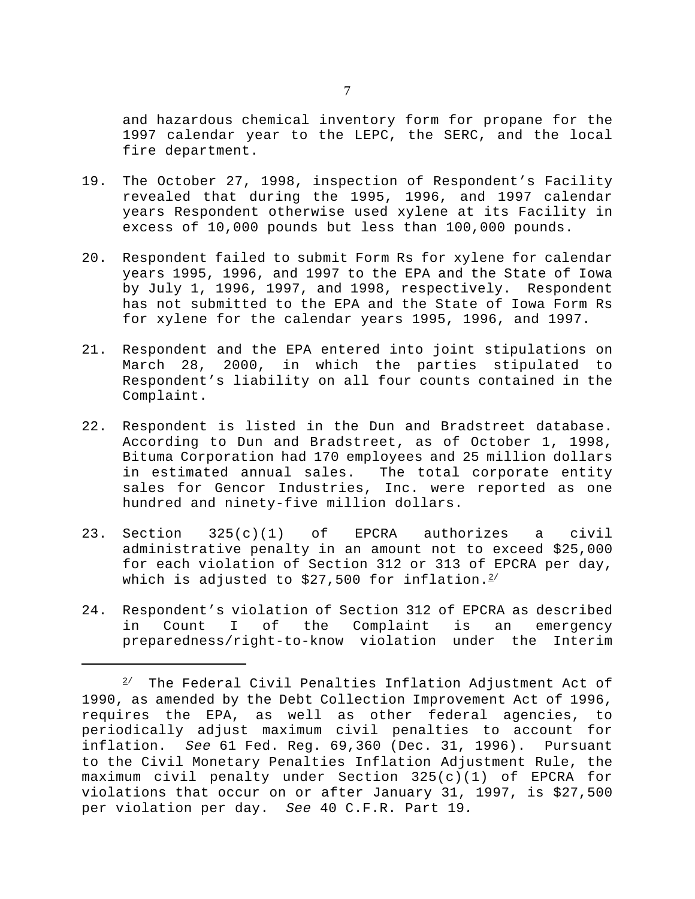and hazardous chemical inventory form for propane for the 1997 calendar year to the LEPC, the SERC, and the local fire department.

19. The October 27, 1998, inspection of Respondent's Facility revealed that during the 1995, 1996, and 1997 calendar years Respondent otherwise used xylene at its Facility in excess of 10,000 pounds but less than 100,000 pounds.

20. Respondent failed to submit Form Rs for xylene for calendar years 1995, 1996, and 1997 to the EPA and the State of Iowa by July 1, 1996, 1997, and 1998, respectively. Respondent has not submitted to the EPA and the State of Iowa Form Rs for xylene for the calendar years 1995, 1996, and 1997.

21. Respondent and the EPA entered into joint stipulations on March 28, 2000, in which the parties stipulated to Respondent's liability on all four counts contained in the Complaint.

22. Respondent is listed in the Dun and Bradstreet database. According to Dun and Bradstreet, as of October 1, 1998, Bituma Corporation had 170 employees and 25 million dollars in estimated annual sales. The total corporate entity sales for Gencor Industries, Inc. were reported as one hundred and ninety-five million dollars.

23. Section 325(c)(1) of EPCRA authorizes a civil administrative penalty in an amount not to exceed $25,000 for each violation of Section 312 or 313 of EPCRA per day, which is adjusted to $27,500 for inflation.[2/]

24. Respondent's violation of Section 312 of EPCRA as described in Count I of the Complaint is an emergency preparedness/right-to-know violation under the Interim

---

[2/] The Federal Civil Penalties Inflation Adjustment Act of 1990, as amended by the Debt Collection Improvement Act of 1996, requires the EPA, as well as other federal agencies, to periodically adjust maximum civil penalties to account for inflation. *See* 61 Fed. Reg. 69,360 (Dec. 31, 1996). Pursuant to the Civil Monetary Penalties Inflation Adjustment Rule, the maximum civil penalty under Section 325(c)(1) of EPCRA for violations that occur on or after January 31, 1997, is $27,500 per violation per day. *See* 40 C.F.R. Part 19.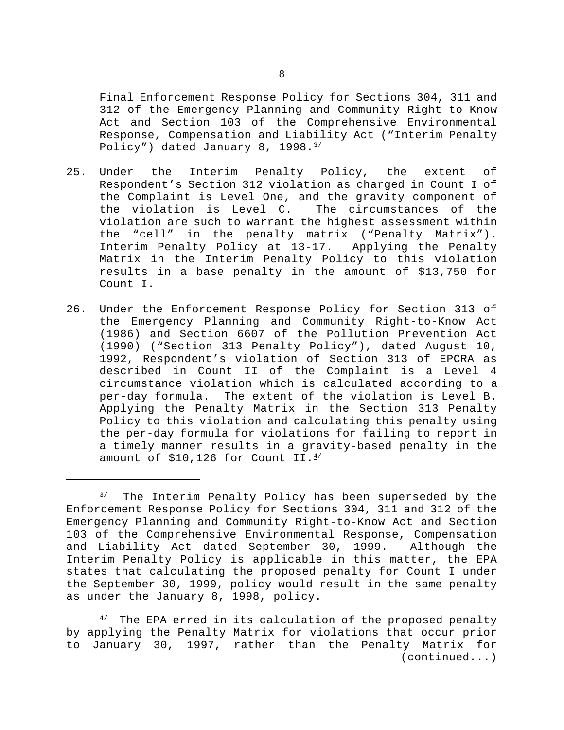Final Enforcement Response Policy for Sections 304, 311 and 312 of the Emergency Planning and Community Right-to-Know Act and Section 103 of the Comprehensive Environmental Response, Compensation and Liability Act ("Interim Penalty Policy") dated January 8, 1998.[3/]

25. Under the Interim Penalty Policy, the extent of Respondent's Section 312 violation as charged in Count I of the Complaint is Level One, and the gravity component of the violation is Level C. The circumstances of the violation are such to warrant the highest assessment within the "cell" in the penalty matrix ("Penalty Matrix"). Interim Penalty Policy at 13-17. Applying the Penalty Matrix in the Interim Penalty Policy to this violation results in a base penalty in the amount of $13,750 for Count I.

26. Under the Enforcement Response Policy for Section 313 of the Emergency Planning and Community Right-to-Know Act (1986) and Section 6607 of the Pollution Prevention Act (1990) ("Section 313 Penalty Policy"), dated August 10, 1992, Respondent's violation of Section 313 of EPCRA as described in Count II of the Complaint is a Level 4 circumstance violation which is calculated according to a per-day formula. The extent of the violation is Level B. Applying the Penalty Matrix in the Section 313 Penalty Policy to this violation and calculating this penalty using the per-day formula for violations for failing to report in a timely manner results in a gravity-based penalty in the amount of $10,126 for Count II.[4/]

---

[3/] The Interim Penalty Policy has been superseded by the Enforcement Response Policy for Sections 304, 311 and 312 of the Emergency Planning and Community Right-to-Know Act and Section 103 of the Comprehensive Environmental Response, Compensation and Liability Act dated September 30, 1999. Although the Interim Penalty Policy is applicable in this matter, the EPA states that calculating the proposed penalty for Count I under the September 30, 1999, policy would result in the same penalty as under the January 8, 1998, policy.

[4/] The EPA erred in its calculation of the proposed penalty by applying the Penalty Matrix for violations that occur prior to January 30, 1997, rather than the Penalty Matrix for (continued...)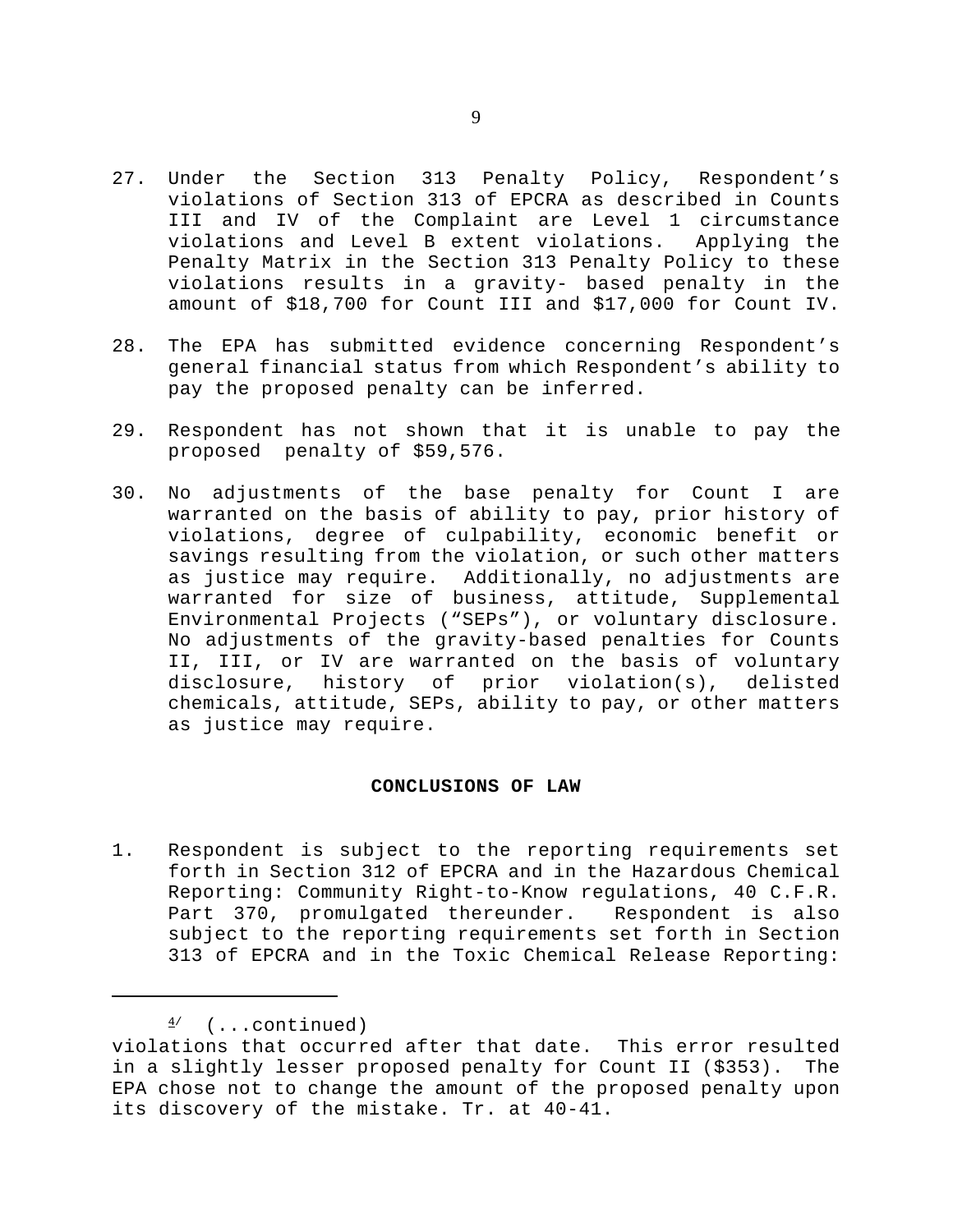27. Under the Section 313 Penalty Policy, Respondent's violations of Section 313 of EPCRA as described in Counts III and IV of the Complaint are Level 1 circumstance violations and Level B extent violations. Applying the Penalty Matrix in the Section 313 Penalty Policy to these violations results in a gravity- based penalty in the amount of $18,700 for Count III and $17,000 for Count IV.

28. The EPA has submitted evidence concerning Respondent's general financial status from which Respondent's ability to pay the proposed penalty can be inferred.

29. Respondent has not shown that it is unable to pay the proposed penalty of $59,576.

30. No adjustments of the base penalty for Count I are warranted on the basis of ability to pay, prior history of violations, degree of culpability, economic benefit or savings resulting from the violation, or such other matters as justice may require. Additionally, no adjustments are warranted for size of business, attitude, Supplemental Environmental Projects ("SEPs"), or voluntary disclosure. No adjustments of the gravity-based penalties for Counts II, III, or IV are warranted on the basis of voluntary disclosure, history of prior violation(s), delisted chemicals, attitude, SEPs, ability to pay, or other matters as justice may require.

**CONCLUSIONS OF LAW**

1. Respondent is subject to the reporting requirements set forth in Section 312 of EPCRA and in the Hazardous Chemical Reporting: Community Right-to-Know regulations, 40 C.F.R. Part 370, promulgated thereunder. Respondent is also subject to the reporting requirements set forth in Section 313 of EPCRA and in the Toxic Chemical Release Reporting:

---

[4] (...continued)
violations that occurred after that date. This error resulted in a slightly lesser proposed penalty for Count II ($353). The EPA chose not to change the amount of the proposed penalty upon its discovery of the mistake. Tr. at 40-41.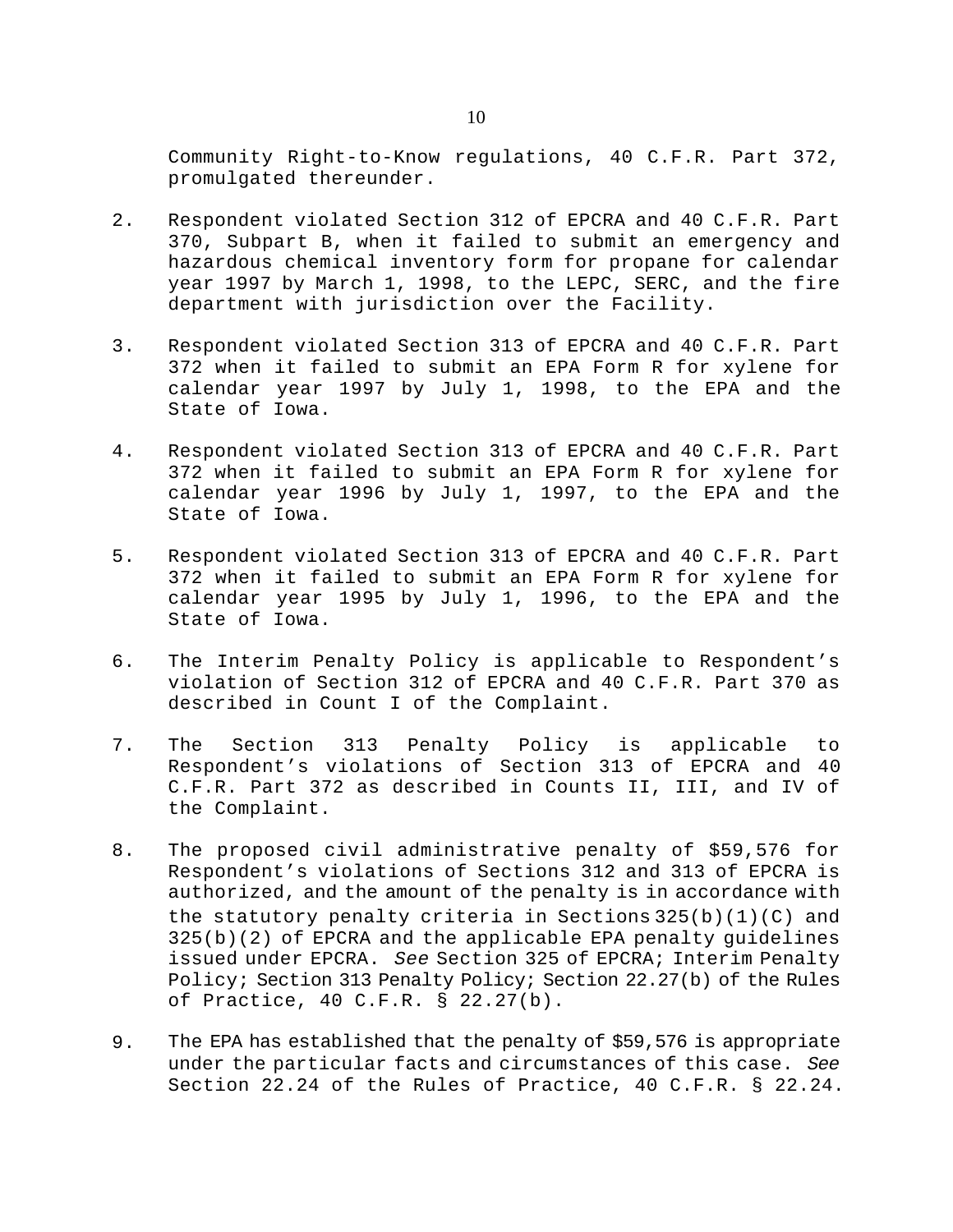Community Right-to-Know regulations, 40 C.F.R. Part 372, promulgated thereunder.

2. Respondent violated Section 312 of EPCRA and 40 C.F.R. Part 370, Subpart B, when it failed to submit an emergency and hazardous chemical inventory form for propane for calendar year 1997 by March 1, 1998, to the LEPC, SERC, and the fire department with jurisdiction over the Facility.

3. Respondent violated Section 313 of EPCRA and 40 C.F.R. Part 372 when it failed to submit an EPA Form R for xylene for calendar year 1997 by July 1, 1998, to the EPA and the State of Iowa.

4. Respondent violated Section 313 of EPCRA and 40 C.F.R. Part 372 when it failed to submit an EPA Form R for xylene for calendar year 1996 by July 1, 1997, to the EPA and the State of Iowa.

5. Respondent violated Section 313 of EPCRA and 40 C.F.R. Part 372 when it failed to submit an EPA Form R for xylene for calendar year 1995 by July 1, 1996, to the EPA and the State of Iowa.

6. The Interim Penalty Policy is applicable to Respondent's violation of Section 312 of EPCRA and 40 C.F.R. Part 370 as described in Count I of the Complaint.

7. The Section 313 Penalty Policy is applicable to Respondent's violations of Section 313 of EPCRA and 40 C.F.R. Part 372 as described in Counts II, III, and IV of the Complaint.

8. The proposed civil administrative penalty of $59,576 for Respondent's violations of Sections 312 and 313 of EPCRA is authorized, and the amount of the penalty is in accordance with the statutory penalty criteria in Sections 325(b)(1)(C) and 325(b)(2) of EPCRA and the applicable EPA penalty guidelines issued under EPCRA. *See* Section 325 of EPCRA; Interim Penalty Policy; Section 313 Penalty Policy; Section 22.27(b) of the Rules of Practice, 40 C.F.R. § 22.27(b).

9. The EPA has established that the penalty of $59,576 is appropriate under the particular facts and circumstances of this case. *See* Section 22.24 of the Rules of Practice, 40 C.F.R. § 22.24.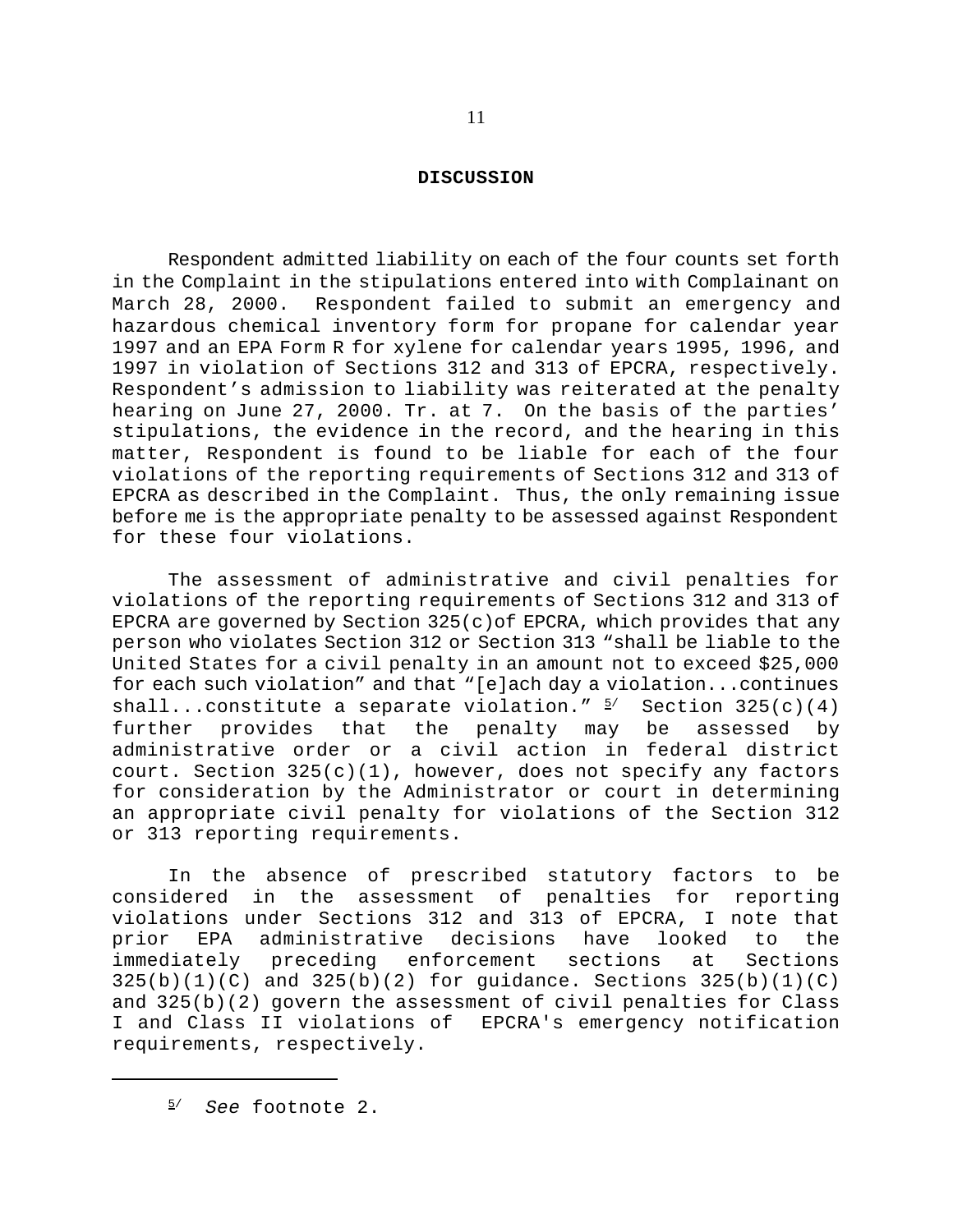## DISCUSSION

Respondent admitted liability on each of the four counts set forth in the Complaint in the stipulations entered into with Complainant on March 28, 2000. Respondent failed to submit an emergency and hazardous chemical inventory form for propane for calendar year 1997 and an EPA Form R for xylene for calendar years 1995, 1996, and 1997 in violation of Sections 312 and 313 of EPCRA, respectively. Respondent's admission to liability was reiterated at the penalty hearing on June 27, 2000. Tr. at 7. On the basis of the parties' stipulations, the evidence in the record, and the hearing in this matter, Respondent is found to be liable for each of the four violations of the reporting requirements of Sections 312 and 313 of EPCRA as described in the Complaint. Thus, the only remaining issue before me is the appropriate penalty to be assessed against Respondent for these four violations.

The assessment of administrative and civil penalties for violations of the reporting requirements of Sections 312 and 313 of EPCRA are governed by Section 325(c)of EPCRA, which provides that any person who violates Section 312 or Section 313 "shall be liable to the United States for a civil penalty in an amount not to exceed $25,000 for each such violation" and that "[e]ach day a violation...continues shall...constitute a separate violation." [5] Section 325(c)(4) further provides that the penalty may be assessed by administrative order or a civil action in federal district court. Section 325(c)(1), however, does not specify any factors for consideration by the Administrator or court in determining an appropriate civil penalty for violations of the Section 312 or 313 reporting requirements.

In the absence of prescribed statutory factors to be considered in the assessment of penalties for reporting violations under Sections 312 and 313 of EPCRA, I note that prior EPA administrative decisions have looked to the immediately preceding enforcement sections at Sections 325(b)(1)(C) and 325(b)(2) for guidance. Sections 325(b)(1)(C) and 325(b)(2) govern the assessment of civil penalties for Class I and Class II violations of EPCRA's emergency notification requirements, respectively.

[5] *See* footnote 2.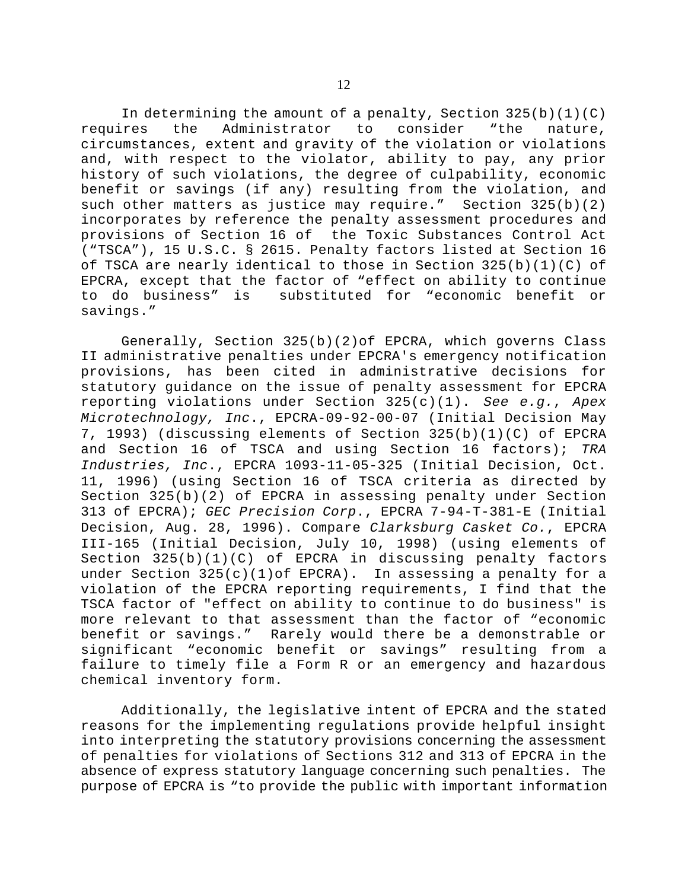In determining the amount of a penalty, Section 325(b)(1)(C) requires the Administrator to consider "the nature, circumstances, extent and gravity of the violation or violations and, with respect to the violator, ability to pay, any prior history of such violations, the degree of culpability, economic benefit or savings (if any) resulting from the violation, and such other matters as justice may require." Section 325(b)(2) incorporates by reference the penalty assessment procedures and provisions of Section 16 of the Toxic Substances Control Act ("TSCA"), 15 U.S.C. § 2615. Penalty factors listed at Section 16 of TSCA are nearly identical to those in Section 325(b)(1)(C) of EPCRA, except that the factor of "effect on ability to continue to do business" is substituted for "economic benefit or savings."

Generally, Section 325(b)(2)of EPCRA, which governs Class II administrative penalties under EPCRA's emergency notification provisions, has been cited in administrative decisions for statutory guidance on the issue of penalty assessment for EPCRA reporting violations under Section 325(c)(1). *See e.g., Apex Microtechnology, Inc.*, EPCRA-09-92-00-07 (Initial Decision May 7, 1993) (discussing elements of Section 325(b)(1)(C) of EPCRA and Section 16 of TSCA and using Section 16 factors); *TRA Industries, Inc.*, EPCRA 1093-11-05-325 (Initial Decision, Oct. 11, 1996) (using Section 16 of TSCA criteria as directed by Section 325(b)(2) of EPCRA in assessing penalty under Section 313 of EPCRA); *GEC Precision Corp.*, EPCRA 7-94-T-381-E (Initial Decision, Aug. 28, 1996). Compare *Clarksburg Casket Co.*, EPCRA III-165 (Initial Decision, July 10, 1998) (using elements of Section 325(b)(1)(C) of EPCRA in discussing penalty factors under Section 325(c)(1)of EPCRA). In assessing a penalty for a violation of the EPCRA reporting requirements, I find that the TSCA factor of "effect on ability to continue to do business" is more relevant to that assessment than the factor of "economic benefit or savings." Rarely would there be a demonstrable or significant "economic benefit or savings" resulting from a failure to timely file a Form R or an emergency and hazardous chemical inventory form.

Additionally, the legislative intent of EPCRA and the stated reasons for the implementing regulations provide helpful insight into interpreting the statutory provisions concerning the assessment of penalties for violations of Sections 312 and 313 of EPCRA in the absence of express statutory language concerning such penalties. The purpose of EPCRA is "to provide the public with important information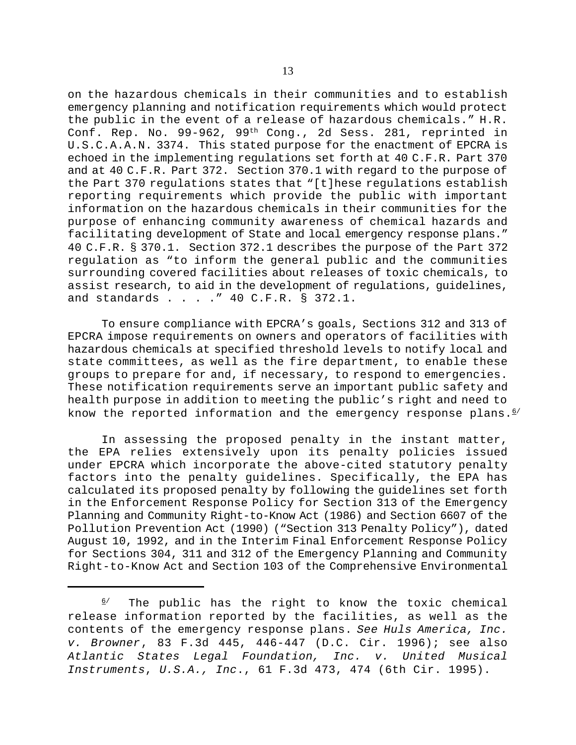on the hazardous chemicals in their communities and to establish emergency planning and notification requirements which would protect the public in the event of a release of hazardous chemicals." H.R. Conf. Rep. No. 99-962, 99th Cong., 2d Sess. 281, reprinted in U.S.C.A.A.N. 3374. This stated purpose for the enactment of EPCRA is echoed in the implementing regulations set forth at 40 C.F.R. Part 370 and at 40 C.F.R. Part 372. Section 370.1 with regard to the purpose of the Part 370 regulations states that "[t]hese regulations establish reporting requirements which provide the public with important information on the hazardous chemicals in their communities for the purpose of enhancing community awareness of chemical hazards and facilitating development of State and local emergency response plans." 40 C.F.R. § 370.1. Section 372.1 describes the purpose of the Part 372 regulation as "to inform the general public and the communities surrounding covered facilities about releases of toxic chemicals, to assist research, to aid in the development of regulations, guidelines, and standards . . . ." 40 C.F.R. § 372.1.

To ensure compliance with EPCRA's goals, Sections 312 and 313 of EPCRA impose requirements on owners and operators of facilities with hazardous chemicals at specified threshold levels to notify local and state committees, as well as the fire department, to enable these groups to prepare for and, if necessary, to respond to emergencies. These notification requirements serve an important public safety and health purpose in addition to meeting the public's right and need to know the reported information and the emergency response plans.[6]

In assessing the proposed penalty in the instant matter, the EPA relies extensively upon its penalty policies issued under EPCRA which incorporate the above-cited statutory penalty factors into the penalty guidelines. Specifically, the EPA has calculated its proposed penalty by following the guidelines set forth in the Enforcement Response Policy for Section 313 of the Emergency Planning and Community Right-to-Know Act (1986) and Section 6607 of the Pollution Prevention Act (1990) ("Section 313 Penalty Policy"), dated August 10, 1992, and in the Interim Final Enforcement Response Policy for Sections 304, 311 and 312 of the Emergency Planning and Community Right-to-Know Act and Section 103 of the Comprehensive Environmental

---

[6] The public has the right to know the toxic chemical release information reported by the facilities, as well as the contents of the emergency response plans. *See Huls America, Inc. v. Browner*, 83 F.3d 445, 446-447 (D.C. Cir. 1996); see also *Atlantic States Legal Foundation, Inc. v. United Musical Instruments, U.S.A., Inc.*, 61 F.3d 473, 474 (6th Cir. 1995).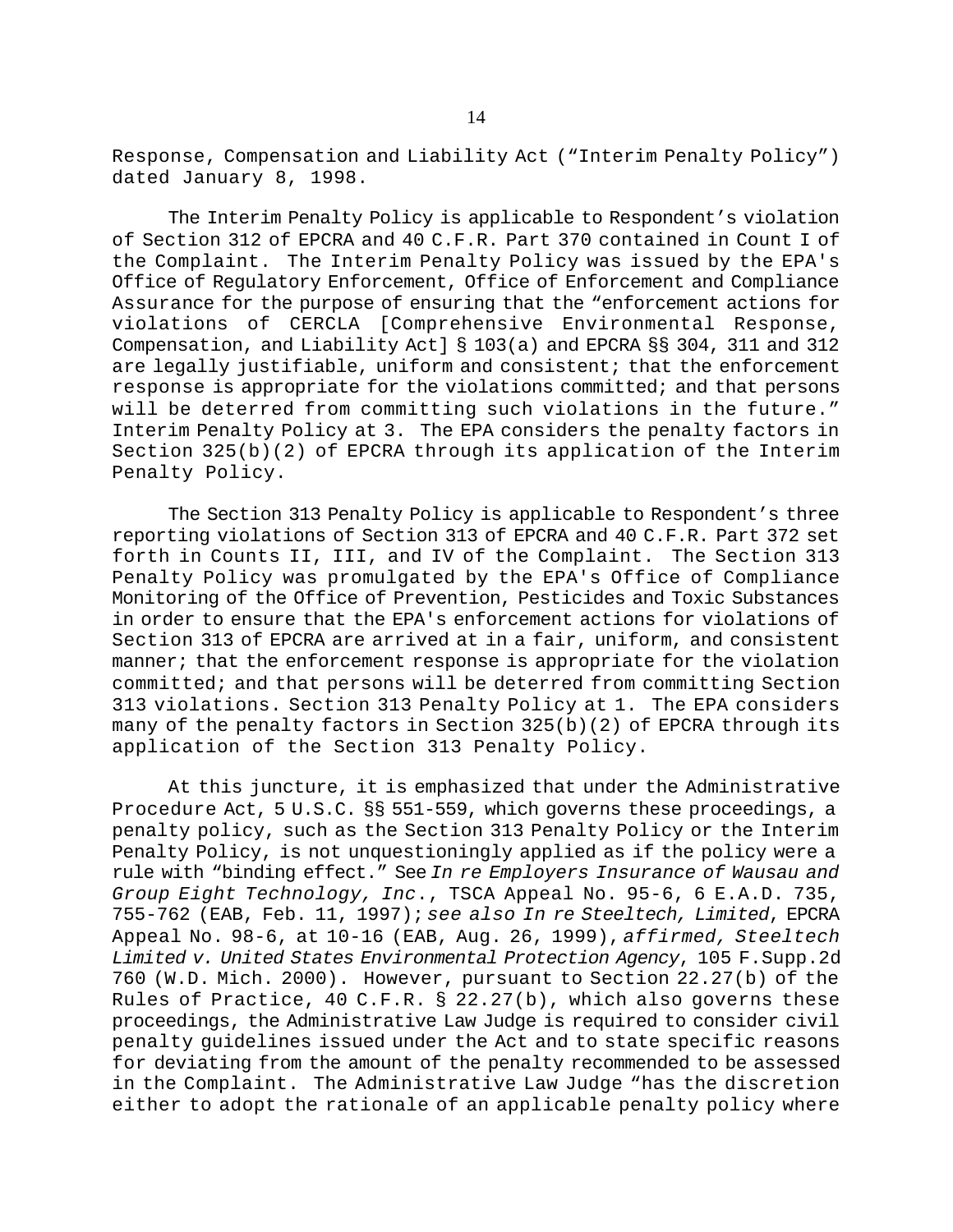Response, Compensation and Liability Act ("Interim Penalty Policy") dated January 8, 1998.

The Interim Penalty Policy is applicable to Respondent's violation of Section 312 of EPCRA and 40 C.F.R. Part 370 contained in Count I of the Complaint. The Interim Penalty Policy was issued by the EPA's Office of Regulatory Enforcement, Office of Enforcement and Compliance Assurance for the purpose of ensuring that the "enforcement actions for violations of CERCLA [Comprehensive Environmental Response, Compensation, and Liability Act] § 103(a) and EPCRA §§ 304, 311 and 312 are legally justifiable, uniform and consistent; that the enforcement response is appropriate for the violations committed; and that persons will be deterred from committing such violations in the future." Interim Penalty Policy at 3. The EPA considers the penalty factors in Section 325(b)(2) of EPCRA through its application of the Interim Penalty Policy.

The Section 313 Penalty Policy is applicable to Respondent's three reporting violations of Section 313 of EPCRA and 40 C.F.R. Part 372 set forth in Counts II, III, and IV of the Complaint. The Section 313 Penalty Policy was promulgated by the EPA's Office of Compliance Monitoring of the Office of Prevention, Pesticides and Toxic Substances in order to ensure that the EPA's enforcement actions for violations of Section 313 of EPCRA are arrived at in a fair, uniform, and consistent manner; that the enforcement response is appropriate for the violation committed; and that persons will be deterred from committing Section 313 violations. Section 313 Penalty Policy at 1. The EPA considers many of the penalty factors in Section 325(b)(2) of EPCRA through its application of the Section 313 Penalty Policy.

At this juncture, it is emphasized that under the Administrative Procedure Act, 5 U.S.C. §§ 551-559, which governs these proceedings, a penalty policy, such as the Section 313 Penalty Policy or the Interim Penalty Policy, is not unquestioningly applied as if the policy were a rule with "binding effect." See *In re Employers Insurance of Wausau and Group Eight Technology, Inc*., TSCA Appeal No. 95-6, 6 E.A.D. 735, 755-762 (EAB, Feb. 11, 1997); *see also In re Steeltech, Limited*, EPCRA Appeal No. 98-6, at 10-16 (EAB, Aug. 26, 1999), *affirmed, Steeltech Limited v. United States Environmental Protection Agency*, 105 F.Supp.2d 760 (W.D. Mich. 2000). However, pursuant to Section 22.27(b) of the Rules of Practice, 40 C.F.R. § 22.27(b), which also governs these proceedings, the Administrative Law Judge is required to consider civil penalty guidelines issued under the Act and to state specific reasons for deviating from the amount of the penalty recommended to be assessed in the Complaint. The Administrative Law Judge "has the discretion either to adopt the rationale of an applicable penalty policy where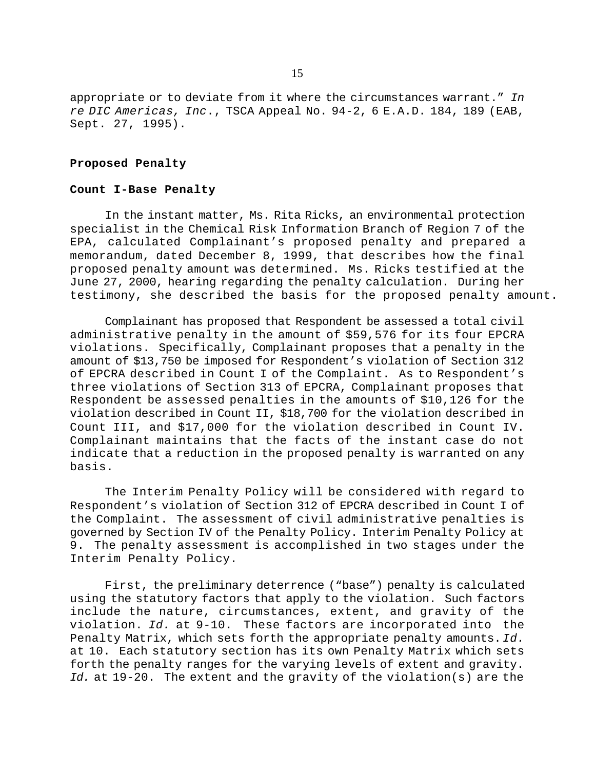appropriate or to deviate from it where the circumstances warrant." *In re DIC Americas, Inc.*, TSCA Appeal No. 94-2, 6 E.A.D. 184, 189 (EAB, Sept. 27, 1995).

**Proposed Penalty**

**Count I-Base Penalty**

In the instant matter, Ms. Rita Ricks, an environmental protection specialist in the Chemical Risk Information Branch of Region 7 of the EPA, calculated Complainant's proposed penalty and prepared a memorandum, dated December 8, 1999, that describes how the final proposed penalty amount was determined. Ms. Ricks testified at the June 27, 2000, hearing regarding the penalty calculation. During her testimony, she described the basis for the proposed penalty amount.

Complainant has proposed that Respondent be assessed a total civil administrative penalty in the amount of $59,576 for its four EPCRA violations. Specifically, Complainant proposes that a penalty in the amount of $13,750 be imposed for Respondent's violation of Section 312 of EPCRA described in Count I of the Complaint. As to Respondent's three violations of Section 313 of EPCRA, Complainant proposes that Respondent be assessed penalties in the amounts of $10,126 for the violation described in Count II, $18,700 for the violation described in Count III, and $17,000 for the violation described in Count IV. Complainant maintains that the facts of the instant case do not indicate that a reduction in the proposed penalty is warranted on any basis.

The Interim Penalty Policy will be considered with regard to Respondent's violation of Section 312 of EPCRA described in Count I of the Complaint. The assessment of civil administrative penalties is governed by Section IV of the Penalty Policy. Interim Penalty Policy at 9. The penalty assessment is accomplished in two stages under the Interim Penalty Policy.

First, the preliminary deterrence ("base") penalty is calculated using the statutory factors that apply to the violation. Such factors include the nature, circumstances, extent, and gravity of the violation. *Id.* at 9-10. These factors are incorporated into the Penalty Matrix, which sets forth the appropriate penalty amounts. *Id.* at 10. Each statutory section has its own Penalty Matrix which sets forth the penalty ranges for the varying levels of extent and gravity. *Id.* at 19-20. The extent and the gravity of the violation(s) are the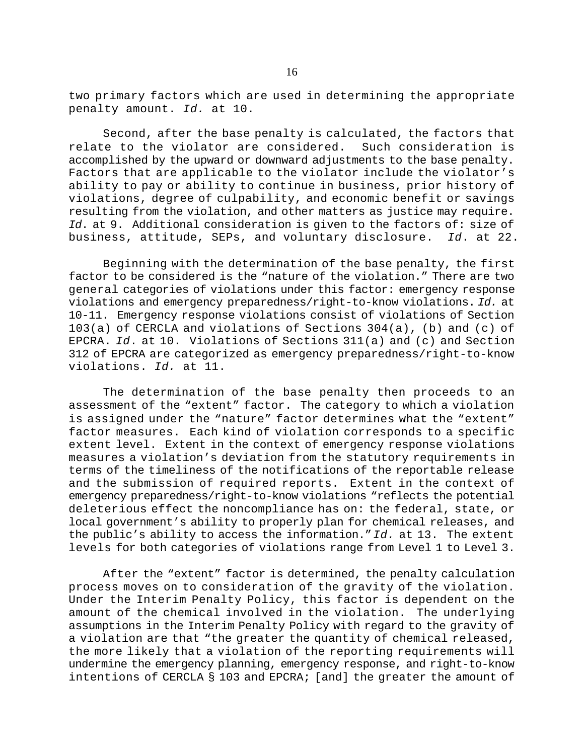two primary factors which are used in determining the appropriate penalty amount. *Id.* at 10.

Second, after the base penalty is calculated, the factors that relate to the violator are considered. Such consideration is accomplished by the upward or downward adjustments to the base penalty. Factors that are applicable to the violator include the violator's ability to pay or ability to continue in business, prior history of violations, degree of culpability, and economic benefit or savings resulting from the violation, and other matters as justice may require. *Id*. at 9. Additional consideration is given to the factors of: size of business, attitude, SEPs, and voluntary disclosure. *Id*. at 22.

Beginning with the determination of the base penalty, the first factor to be considered is the "nature of the violation." There are two general categories of violations under this factor: emergency response violations and emergency preparedness/right-to-know violations. *Id.* at 10-11. Emergency response violations consist of violations of Section 103(a) of CERCLA and violations of Sections 304(a), (b) and (c) of EPCRA. *Id*. at 10. Violations of Sections 311(a) and (c) and Section 312 of EPCRA are categorized as emergency preparedness/right-to-know violations. *Id.* at 11.

The determination of the base penalty then proceeds to an assessment of the "extent" factor. The category to which a violation is assigned under the "nature" factor determines what the "extent" factor measures. Each kind of violation corresponds to a specific extent level. Extent in the context of emergency response violations measures a violation's deviation from the statutory requirements in terms of the timeliness of the notifications of the reportable release and the submission of required reports. Extent in the context of emergency preparedness/right-to-know violations "reflects the potential deleterious effect the noncompliance has on: the federal, state, or local government's ability to properly plan for chemical releases, and the public's ability to access the information." *Id.* at 13. The extent levels for both categories of violations range from Level 1 to Level 3.

After the "extent" factor is determined, the penalty calculation process moves on to consideration of the gravity of the violation. Under the Interim Penalty Policy, this factor is dependent on the amount of the chemical involved in the violation. The underlying assumptions in the Interim Penalty Policy with regard to the gravity of a violation are that "the greater the quantity of chemical released, the more likely that a violation of the reporting requirements will undermine the emergency planning, emergency response, and right-to-know intentions of CERCLA § 103 and EPCRA; [and] the greater the amount of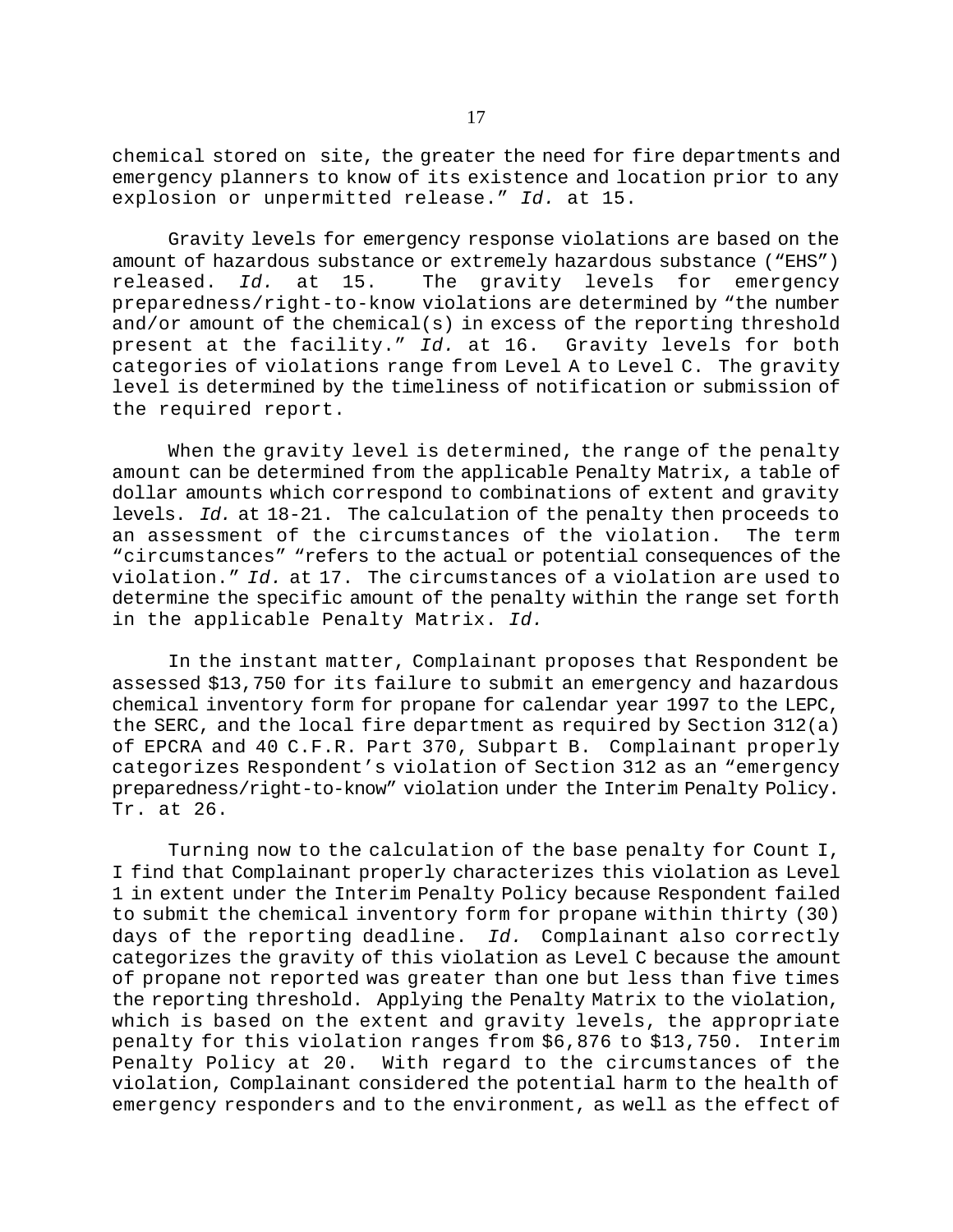chemical stored on site, the greater the need for fire departments and emergency planners to know of its existence and location prior to any explosion or unpermitted release." *Id.* at 15.

Gravity levels for emergency response violations are based on the amount of hazardous substance or extremely hazardous substance ("EHS") released. *Id.* at 15. The gravity levels for emergency preparedness/right-to-know violations are determined by "the number and/or amount of the chemical(s) in excess of the reporting threshold present at the facility." *Id.* at 16. Gravity levels for both categories of violations range from Level A to Level C. The gravity level is determined by the timeliness of notification or submission of the required report.

When the gravity level is determined, the range of the penalty amount can be determined from the applicable Penalty Matrix, a table of dollar amounts which correspond to combinations of extent and gravity levels. *Id.* at 18-21. The calculation of the penalty then proceeds to an assessment of the circumstances of the violation. The term "circumstances" "refers to the actual or potential consequences of the violation." *Id.* at 17. The circumstances of a violation are used to determine the specific amount of the penalty within the range set forth in the applicable Penalty Matrix. *Id.*

In the instant matter, Complainant proposes that Respondent be assessed $13,750 for its failure to submit an emergency and hazardous chemical inventory form for propane for calendar year 1997 to the LEPC, the SERC, and the local fire department as required by Section 312(a) of EPCRA and 40 C.F.R. Part 370, Subpart B. Complainant properly categorizes Respondent's violation of Section 312 as an "emergency preparedness/right-to-know" violation under the Interim Penalty Policy. Tr. at 26.

Turning now to the calculation of the base penalty for Count I, I find that Complainant properly characterizes this violation as Level 1 in extent under the Interim Penalty Policy because Respondent failed to submit the chemical inventory form for propane within thirty (30) days of the reporting deadline. *Id.* Complainant also correctly categorizes the gravity of this violation as Level C because the amount of propane not reported was greater than one but less than five times the reporting threshold. Applying the Penalty Matrix to the violation, which is based on the extent and gravity levels, the appropriate penalty for this violation ranges from $6,876 to $13,750. Interim Penalty Policy at 20. With regard to the circumstances of the violation, Complainant considered the potential harm to the health of emergency responders and to the environment, as well as the effect of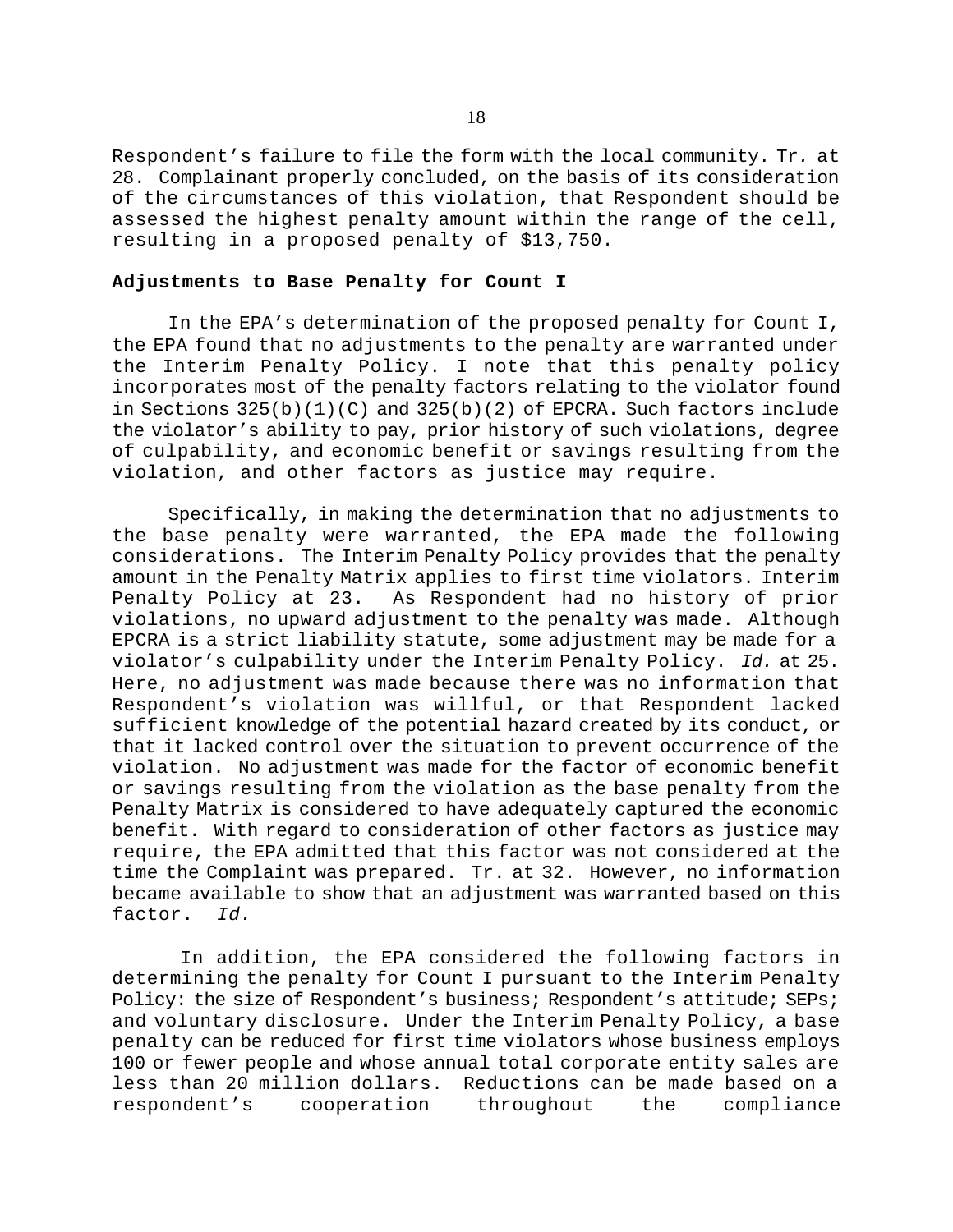Respondent’s failure to file the form with the local community. Tr. at 28. Complainant properly concluded, on the basis of its consideration of the circumstances of this violation, that Respondent should be assessed the highest penalty amount within the range of the cell, resulting in a proposed penalty of $13,750.

**Adjustments to Base Penalty for Count I**

In the EPA’s determination of the proposed penalty for Count I, the EPA found that no adjustments to the penalty are warranted under the Interim Penalty Policy. I note that this penalty policy incorporates most of the penalty factors relating to the violator found in Sections 325(b)(1)(C) and 325(b)(2) of EPCRA. Such factors include the violator’s ability to pay, prior history of such violations, degree of culpability, and economic benefit or savings resulting from the violation, and other factors as justice may require.

Specifically, in making the determination that no adjustments to the base penalty were warranted, the EPA made the following considerations. The Interim Penalty Policy provides that the penalty amount in the Penalty Matrix applies to first time violators. Interim Penalty Policy at 23. As Respondent had no history of prior violations, no upward adjustment to the penalty was made. Although EPCRA is a strict liability statute, some adjustment may be made for a violator’s culpability under the Interim Penalty Policy. *Id.* at 25. Here, no adjustment was made because there was no information that Respondent’s violation was willful, or that Respondent lacked sufficient knowledge of the potential hazard created by its conduct, or that it lacked control over the situation to prevent occurrence of the violation. No adjustment was made for the factor of economic benefit or savings resulting from the violation as the base penalty from the Penalty Matrix is considered to have adequately captured the economic benefit. With regard to consideration of other factors as justice may require, the EPA admitted that this factor was not considered at the time the Complaint was prepared. Tr. at 32. However, no information became available to show that an adjustment was warranted based on this factor. *Id.*

In addition, the EPA considered the following factors in determining the penalty for Count I pursuant to the Interim Penalty Policy: the size of Respondent’s business; Respondent’s attitude; SEPs; and voluntary disclosure. Under the Interim Penalty Policy, a base penalty can be reduced for first time violators whose business employs 100 or fewer people and whose annual total corporate entity sales are less than 20 million dollars. Reductions can be made based on a respondent’s cooperation throughout the compliance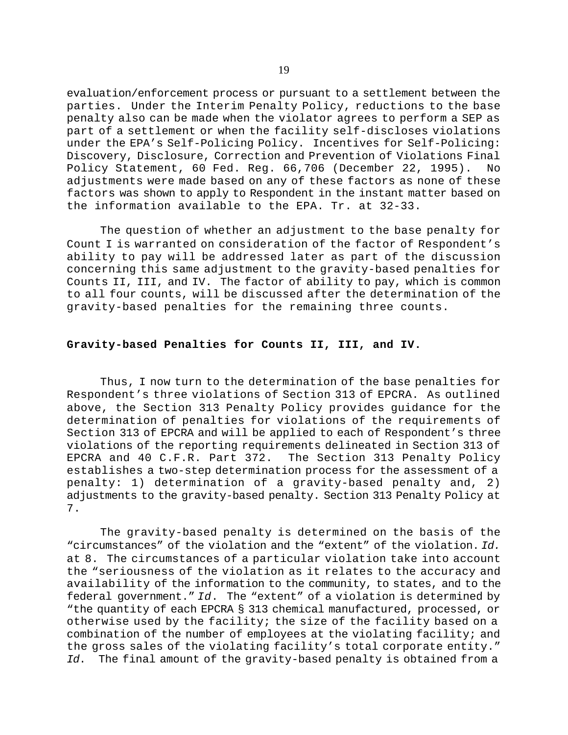evaluation/enforcement process or pursuant to a settlement between the parties. Under the Interim Penalty Policy, reductions to the base penalty also can be made when the violator agrees to perform a SEP as part of a settlement or when the facility self-discloses violations under the EPA's Self-Policing Policy. Incentives for Self-Policing: Discovery, Disclosure, Correction and Prevention of Violations Final Policy Statement, 60 Fed. Reg. 66,706 (December 22, 1995). No adjustments were made based on any of these factors as none of these factors was shown to apply to Respondent in the instant matter based on the information available to the EPA. Tr. at 32-33.

The question of whether an adjustment to the base penalty for Count I is warranted on consideration of the factor of Respondent's ability to pay will be addressed later as part of the discussion concerning this same adjustment to the gravity-based penalties for Counts II, III, and IV. The factor of ability to pay, which is common to all four counts, will be discussed after the determination of the gravity-based penalties for the remaining three counts.

**Gravity-based Penalties for Counts II, III, and IV.**

Thus, I now turn to the determination of the base penalties for Respondent's three violations of Section 313 of EPCRA. As outlined above, the Section 313 Penalty Policy provides guidance for the determination of penalties for violations of the requirements of Section 313 of EPCRA and will be applied to each of Respondent's three violations of the reporting requirements delineated in Section 313 of EPCRA and 40 C.F.R. Part 372. The Section 313 Penalty Policy establishes a two-step determination process for the assessment of a penalty: 1) determination of a gravity-based penalty and, 2) adjustments to the gravity-based penalty. Section 313 Penalty Policy at 7.

The gravity-based penalty is determined on the basis of the "circumstances" of the violation and the "extent" of the violation. *Id.* at 8. The circumstances of a particular violation take into account the "seriousness of the violation as it relates to the accuracy and availability of the information to the community, to states, and to the federal government." *Id*. The "extent" of a violation is determined by "the quantity of each EPCRA § 313 chemical manufactured, processed, or otherwise used by the facility; the size of the facility based on a combination of the number of employees at the violating facility; and the gross sales of the violating facility's total corporate entity." *Id*. The final amount of the gravity-based penalty is obtained from a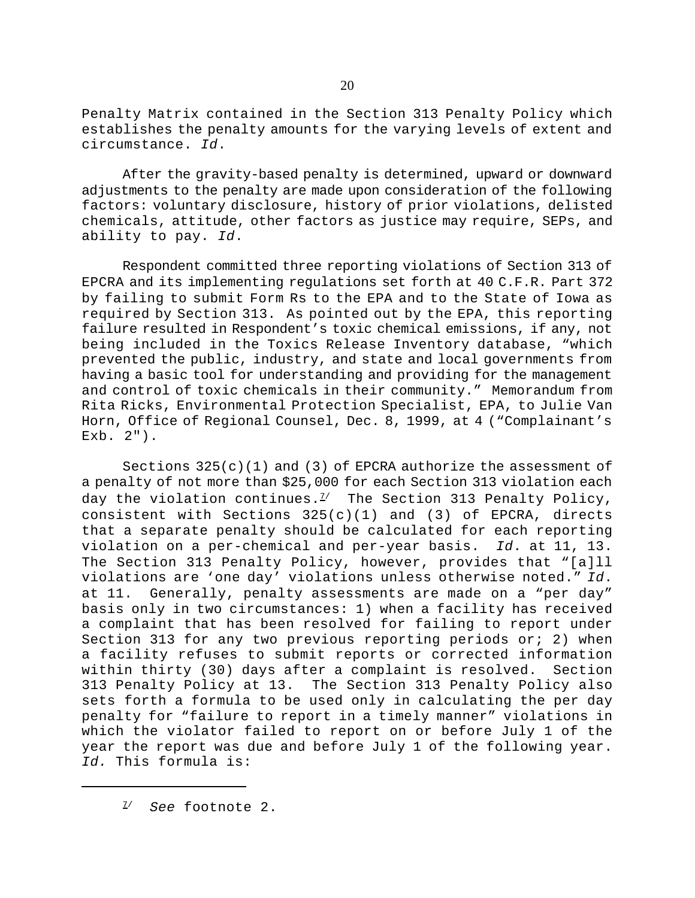Penalty Matrix contained in the Section 313 Penalty Policy which establishes the penalty amounts for the varying levels of extent and circumstance. *Id*.

After the gravity-based penalty is determined, upward or downward adjustments to the penalty are made upon consideration of the following factors: voluntary disclosure, history of prior violations, delisted chemicals, attitude, other factors as justice may require, SEPs, and ability to pay. *Id*.

Respondent committed three reporting violations of Section 313 of EPCRA and its implementing regulations set forth at 40 C.F.R. Part 372 by failing to submit Form Rs to the EPA and to the State of Iowa as required by Section 313. As pointed out by the EPA, this reporting failure resulted in Respondent's toxic chemical emissions, if any, not being included in the Toxics Release Inventory database, "which prevented the public, industry, and state and local governments from having a basic tool for understanding and providing for the management and control of toxic chemicals in their community." Memorandum from Rita Ricks, Environmental Protection Specialist, EPA, to Julie Van Horn, Office of Regional Counsel, Dec. 8, 1999, at 4 ("Complainant's Exb. 2").

Sections 325(c)(1) and (3) of EPCRA authorize the assessment of a penalty of not more than $25,000 for each Section 313 violation each day the violation continues.[7] The Section 313 Penalty Policy, consistent with Sections 325(c)(1) and (3) of EPCRA, directs that a separate penalty should be calculated for each reporting violation on a per-chemical and per-year basis. *Id*. at 11, 13. The Section 313 Penalty Policy, however, provides that "[a]ll violations are 'one day' violations unless otherwise noted." *Id*. at 11. Generally, penalty assessments are made on a "per day" basis only in two circumstances: 1) when a facility has received a complaint that has been resolved for failing to report under Section 313 for any two previous reporting periods or; 2) when a facility refuses to submit reports or corrected information within thirty (30) days after a complaint is resolved. Section 313 Penalty Policy at 13. The Section 313 Penalty Policy also sets forth a formula to be used only in calculating the per day penalty for "failure to report in a timely manner" violations in which the violator failed to report on or before July 1 of the year the report was due and before July 1 of the following year. *Id.* This formula is:

[7] *See* footnote 2.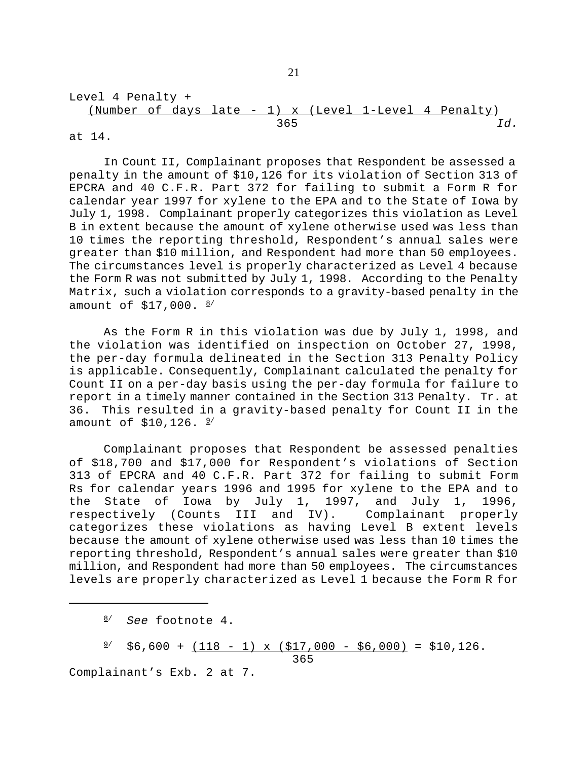Level 4 Penalty +

$$\frac{(\text{Number of days late - 1}) \times (\text{Level 1-Level 4 Penalty})}{365}$$ *Id.* at 14.

In Count II, Complainant proposes that Respondent be assessed a penalty in the amount of $10,126 for its violation of Section 313 of EPCRA and 40 C.F.R. Part 372 for failing to submit a Form R for calendar year 1997 for xylene to the EPA and to the State of Iowa by July 1, 1998. Complainant properly categorizes this violation as Level B in extent because the amount of xylene otherwise used was less than 10 times the reporting threshold, Respondent's annual sales were greater than $10 million, and Respondent had more than 50 employees. The circumstances level is properly characterized as Level 4 because the Form R was not submitted by July 1, 1998. According to the Penalty Matrix, such a violation corresponds to a gravity-based penalty in the amount of $17,000. [8]

As the Form R in this violation was due by July 1, 1998, and the violation was identified on inspection on October 27, 1998, the per-day formula delineated in the Section 313 Penalty Policy is applicable. Consequently, Complainant calculated the penalty for Count II on a per-day basis using the per-day formula for failure to report in a timely manner contained in the Section 313 Penalty. Tr. at 36. This resulted in a gravity-based penalty for Count II in the amount of $10,126. [9]

Complainant proposes that Respondent be assessed penalties of $18,700 and $17,000 for Respondent's violations of Section 313 of EPCRA and 40 C.F.R. Part 372 for failing to submit Form Rs for calendar years 1996 and 1995 for xylene to the EPA and to the State of Iowa by July 1, 1997, and July 1, 1996, respectively (Counts III and IV). Complainant properly categorizes these violations as having Level B extent levels because the amount of xylene otherwise used was less than 10 times the reporting threshold, Respondent's annual sales were greater than $10 million, and Respondent had more than 50 employees. The circumstances levels are properly characterized as Level 1 because the Form R for

---

[8] *See* footnote 4.

[9] $$\$6,600 + \frac{(118 - 1) \times (\$17,000 - \$6,000)}{365} = \$10,126.$$

Complainant's Exb. 2 at 7.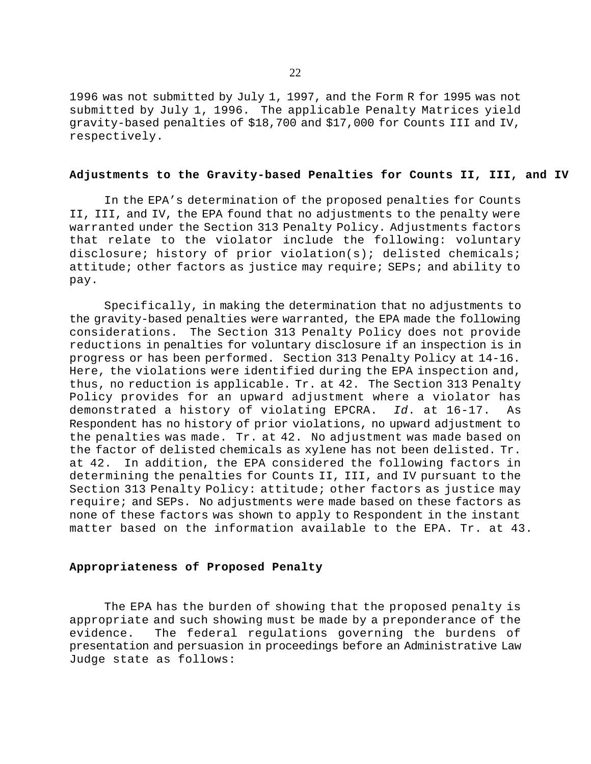1996 was not submitted by July 1, 1997, and the Form R for 1995 was not submitted by July 1, 1996. The applicable Penalty Matrices yield gravity-based penalties of $18,700 and $17,000 for Counts III and IV, respectively.

**Adjustments to the Gravity-based Penalties for Counts II, III, and IV**

In the EPA's determination of the proposed penalties for Counts II, III, and IV, the EPA found that no adjustments to the penalty were warranted under the Section 313 Penalty Policy. Adjustments factors that relate to the violator include the following: voluntary disclosure; history of prior violation(s); delisted chemicals; attitude; other factors as justice may require; SEPs; and ability to pay.

Specifically, in making the determination that no adjustments to the gravity-based penalties were warranted, the EPA made the following considerations. The Section 313 Penalty Policy does not provide reductions in penalties for voluntary disclosure if an inspection is in progress or has been performed. Section 313 Penalty Policy at 14-16. Here, the violations were identified during the EPA inspection and, thus, no reduction is applicable. Tr. at 42. The Section 313 Penalty Policy provides for an upward adjustment where a violator has demonstrated a history of violating EPCRA. *Id*. at 16-17. As Respondent has no history of prior violations, no upward adjustment to the penalties was made. Tr. at 42. No adjustment was made based on the factor of delisted chemicals as xylene has not been delisted. Tr. at 42. In addition, the EPA considered the following factors in determining the penalties for Counts II, III, and IV pursuant to the Section 313 Penalty Policy: attitude; other factors as justice may require; and SEPs. No adjustments were made based on these factors as none of these factors was shown to apply to Respondent in the instant matter based on the information available to the EPA. Tr. at 43.

**Appropriateness of Proposed Penalty**

The EPA has the burden of showing that the proposed penalty is appropriate and such showing must be made by a preponderance of the evidence. The federal regulations governing the burdens of presentation and persuasion in proceedings before an Administrative Law Judge state as follows: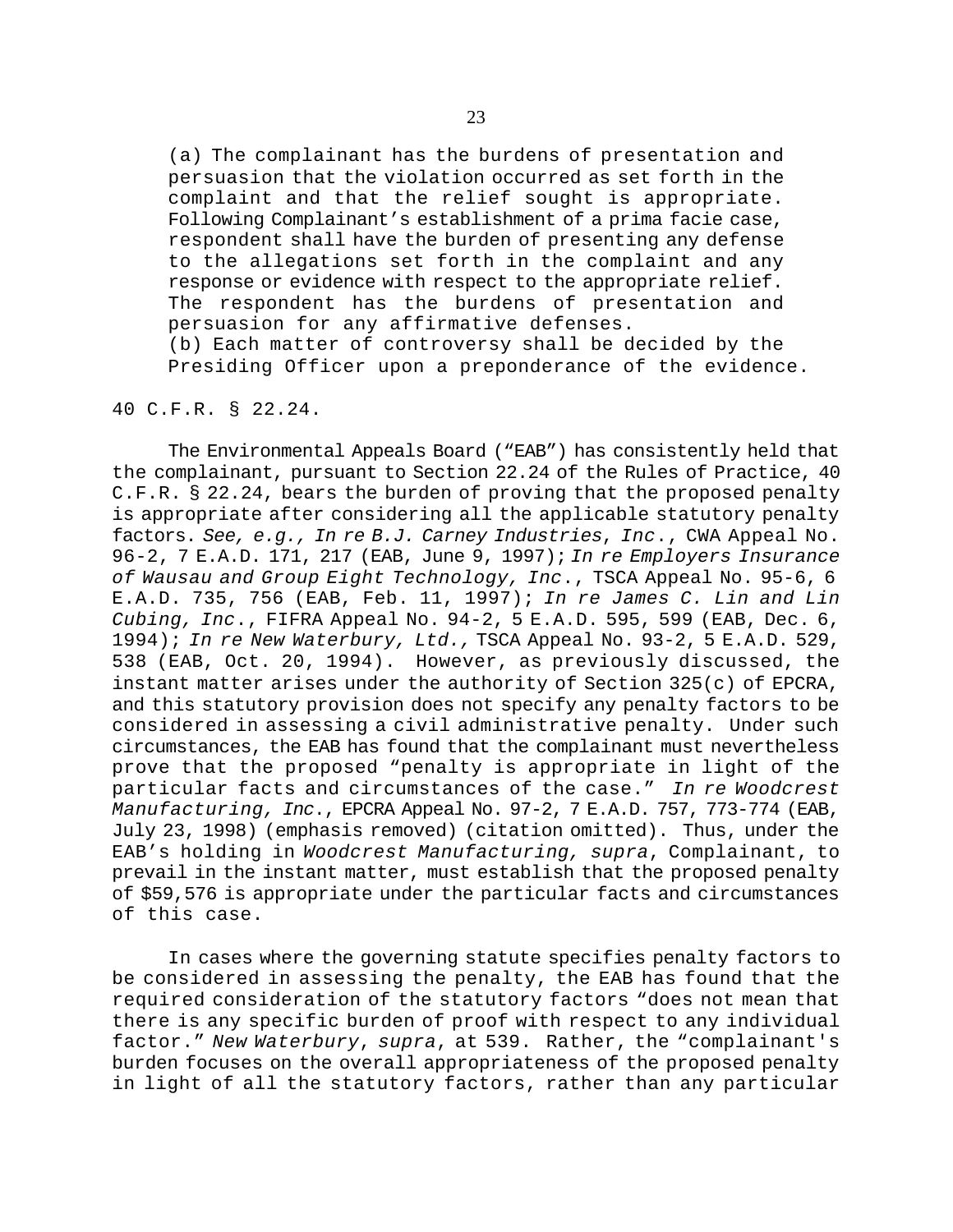> (a) The complainant has the burdens of presentation and persuasion that the violation occurred as set forth in the complaint and that the relief sought is appropriate. Following Complainant's establishment of a prima facie case, respondent shall have the burden of presenting any defense to the allegations set forth in the complaint and any response or evidence with respect to the appropriate relief. The respondent has the burdens of presentation and persuasion for any affirmative defenses.
> (b) Each matter of controversy shall be decided by the Presiding Officer upon a preponderance of the evidence.

40 C.F.R. § 22.24.

The Environmental Appeals Board ("EAB") has consistently held that the complainant, pursuant to Section 22.24 of the Rules of Practice, 40 C.F.R. § 22.24, bears the burden of proving that the proposed penalty is appropriate after considering all the applicable statutory penalty factors. *See, e.g., In re B.J. Carney Industries, Inc.*, CWA Appeal No. 96-2, 7 E.A.D. 171, 217 (EAB, June 9, 1997); *In re Employers Insurance of Wausau and Group Eight Technology, Inc.*, TSCA Appeal No. 95-6, 6 E.A.D. 735, 756 (EAB, Feb. 11, 1997); *In re James C. Lin and Lin Cubing, Inc.*, FIFRA Appeal No. 94-2, 5 E.A.D. 595, 599 (EAB, Dec. 6, 1994); *In re New Waterbury, Ltd.,* TSCA Appeal No. 93-2, 5 E.A.D. 529, 538 (EAB, Oct. 20, 1994). However, as previously discussed, the instant matter arises under the authority of Section 325(c) of EPCRA, and this statutory provision does not specify any penalty factors to be considered in assessing a civil administrative penalty. Under such circumstances, the EAB has found that the complainant must nevertheless prove that the proposed "penalty is appropriate in light of the particular facts and circumstances of the case." *In re Woodcrest Manufacturing, Inc.*, EPCRA Appeal No. 97-2, 7 E.A.D. 757, 773-774 (EAB, July 23, 1998) (emphasis removed) (citation omitted). Thus, under the EAB's holding in *Woodcrest Manufacturing, supra*, Complainant, to prevail in the instant matter, must establish that the proposed penalty of $59,576 is appropriate under the particular facts and circumstances of this case.

In cases where the governing statute specifies penalty factors to be considered in assessing the penalty, the EAB has found that the required consideration of the statutory factors "does not mean that there is any specific burden of proof with respect to any individual factor." *New Waterbury*, *supra*, at 539. Rather, the "complainant's burden focuses on the overall appropriateness of the proposed penalty in light of all the statutory factors, rather than any particular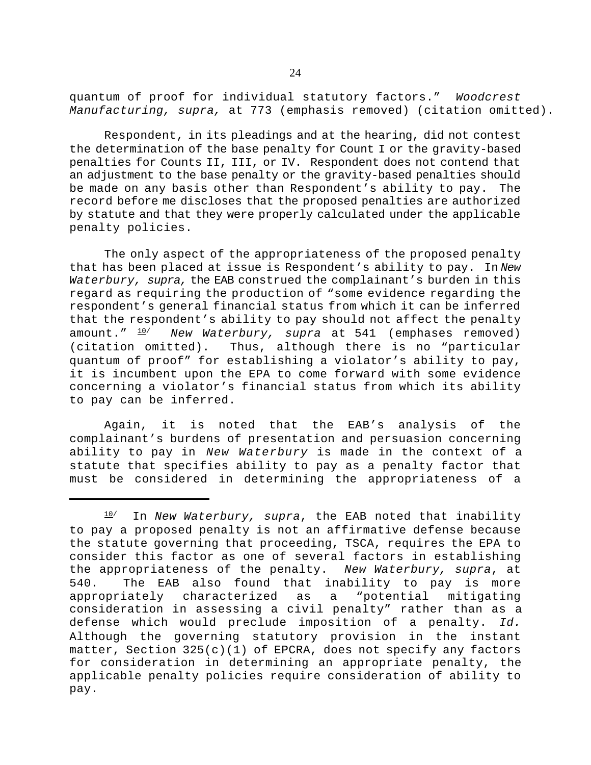quantum of proof for individual statutory factors." *Woodcrest Manufacturing, supra,* at 773 (emphasis removed) (citation omitted).

Respondent, in its pleadings and at the hearing, did not contest the determination of the base penalty for Count I or the gravity-based penalties for Counts II, III, or IV. Respondent does not contend that an adjustment to the base penalty or the gravity-based penalties should be made on any basis other than Respondent's ability to pay. The record before me discloses that the proposed penalties are authorized by statute and that they were properly calculated under the applicable penalty policies.

The only aspect of the appropriateness of the proposed penalty that has been placed at issue is Respondent's ability to pay. In *New Waterbury, supra,* the EAB construed the complainant's burden in this regard as requiring the production of "some evidence regarding the respondent's general financial status from which it can be inferred that the respondent's ability to pay should not affect the penalty amount." [10] *New Waterbury, supra* at 541 (emphases removed) (citation omitted). Thus, although there is no "particular quantum of proof" for establishing a violator's ability to pay, it is incumbent upon the EPA to come forward with some evidence concerning a violator's financial status from which its ability to pay can be inferred.

Again, it is noted that the EAB's analysis of the complainant's burdens of presentation and persuasion concerning ability to pay in *New Waterbury* is made in the context of a statute that specifies ability to pay as a penalty factor that must be considered in determining the appropriateness of a

---

[10] In *New Waterbury, supra*, the EAB noted that inability to pay a proposed penalty is not an affirmative defense because the statute governing that proceeding, TSCA, requires the EPA to consider this factor as one of several factors in establishing the appropriateness of the penalty. *New Waterbury, supra*, at 540. The EAB also found that inability to pay is more appropriately characterized as a "potential mitigating consideration in assessing a civil penalty" rather than as a defense which would preclude imposition of a penalty. *Id.* Although the governing statutory provision in the instant matter, Section 325(c)(1) of EPCRA, does not specify any factors for consideration in determining an appropriate penalty, the applicable penalty policies require consideration of ability to pay.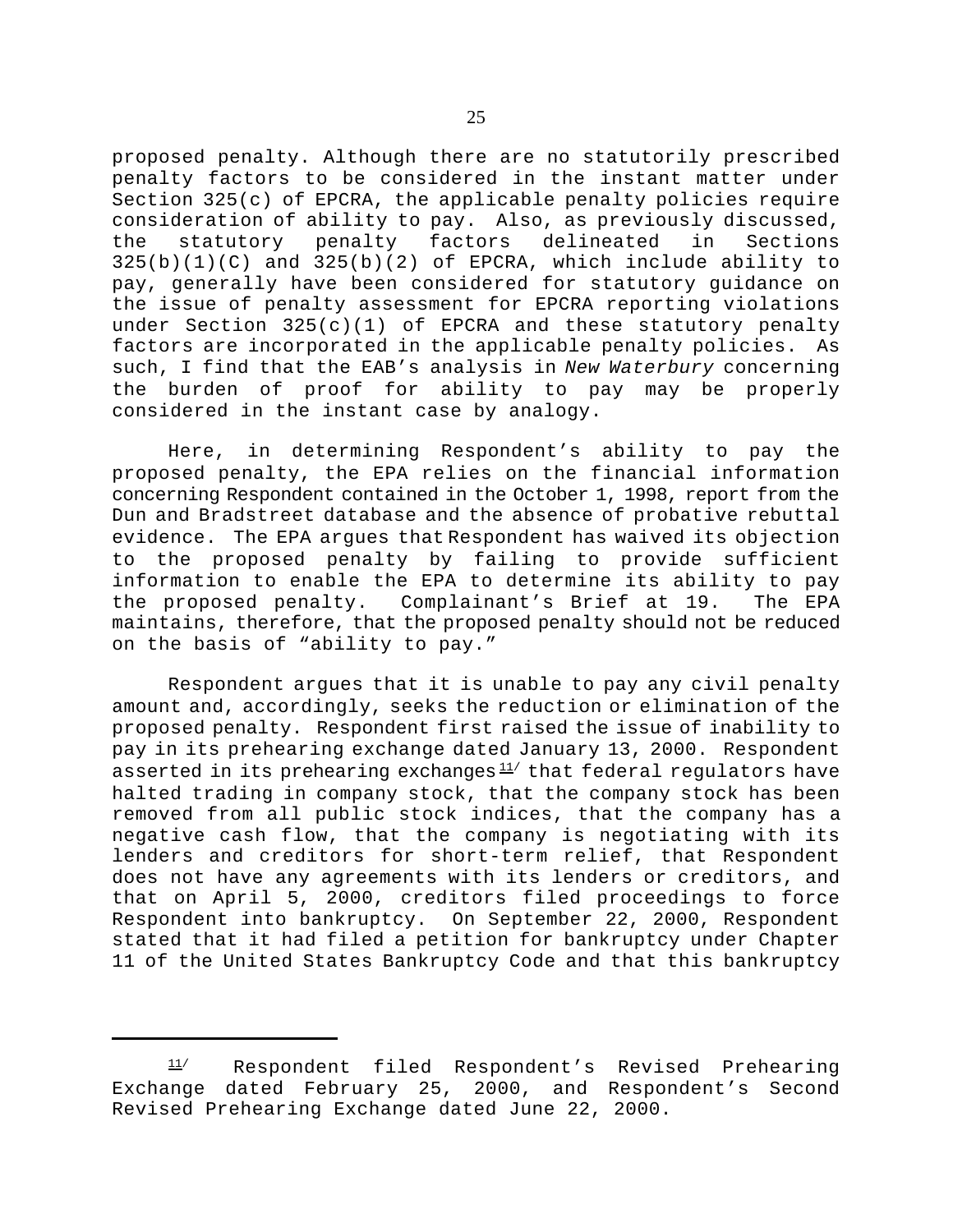proposed penalty. Although there are no statutorily prescribed penalty factors to be considered in the instant matter under Section 325(c) of EPCRA, the applicable penalty policies require consideration of ability to pay. Also, as previously discussed, the statutory penalty factors delineated in Sections 325(b)(1)(C) and 325(b)(2) of EPCRA, which include ability to pay, generally have been considered for statutory guidance on the issue of penalty assessment for EPCRA reporting violations under Section 325(c)(1) of EPCRA and these statutory penalty factors are incorporated in the applicable penalty policies. As such, I find that the EAB's analysis in *New Waterbury* concerning the burden of proof for ability to pay may be properly considered in the instant case by analogy.

Here, in determining Respondent's ability to pay the proposed penalty, the EPA relies on the financial information concerning Respondent contained in the October 1, 1998, report from the Dun and Bradstreet database and the absence of probative rebuttal evidence. The EPA argues that Respondent has waived its objection to the proposed penalty by failing to provide sufficient information to enable the EPA to determine its ability to pay the proposed penalty. Complainant's Brief at 19. The EPA maintains, therefore, that the proposed penalty should not be reduced on the basis of "ability to pay."

Respondent argues that it is unable to pay any civil penalty amount and, accordingly, seeks the reduction or elimination of the proposed penalty. Respondent first raised the issue of inability to pay in its prehearing exchange dated January 13, 2000. Respondent asserted in its prehearing exchanges[11] that federal regulators have halted trading in company stock, that the company stock has been removed from all public stock indices, that the company has a negative cash flow, that the company is negotiating with its lenders and creditors for short-term relief, that Respondent does not have any agreements with its lenders or creditors, and that on April 5, 2000, creditors filed proceedings to force Respondent into bankruptcy. On September 22, 2000, Respondent stated that it had filed a petition for bankruptcy under Chapter 11 of the United States Bankruptcy Code and that this bankruptcy

---

[11] Respondent filed Respondent's Revised Prehearing Exchange dated February 25, 2000, and Respondent's Second Revised Prehearing Exchange dated June 22, 2000.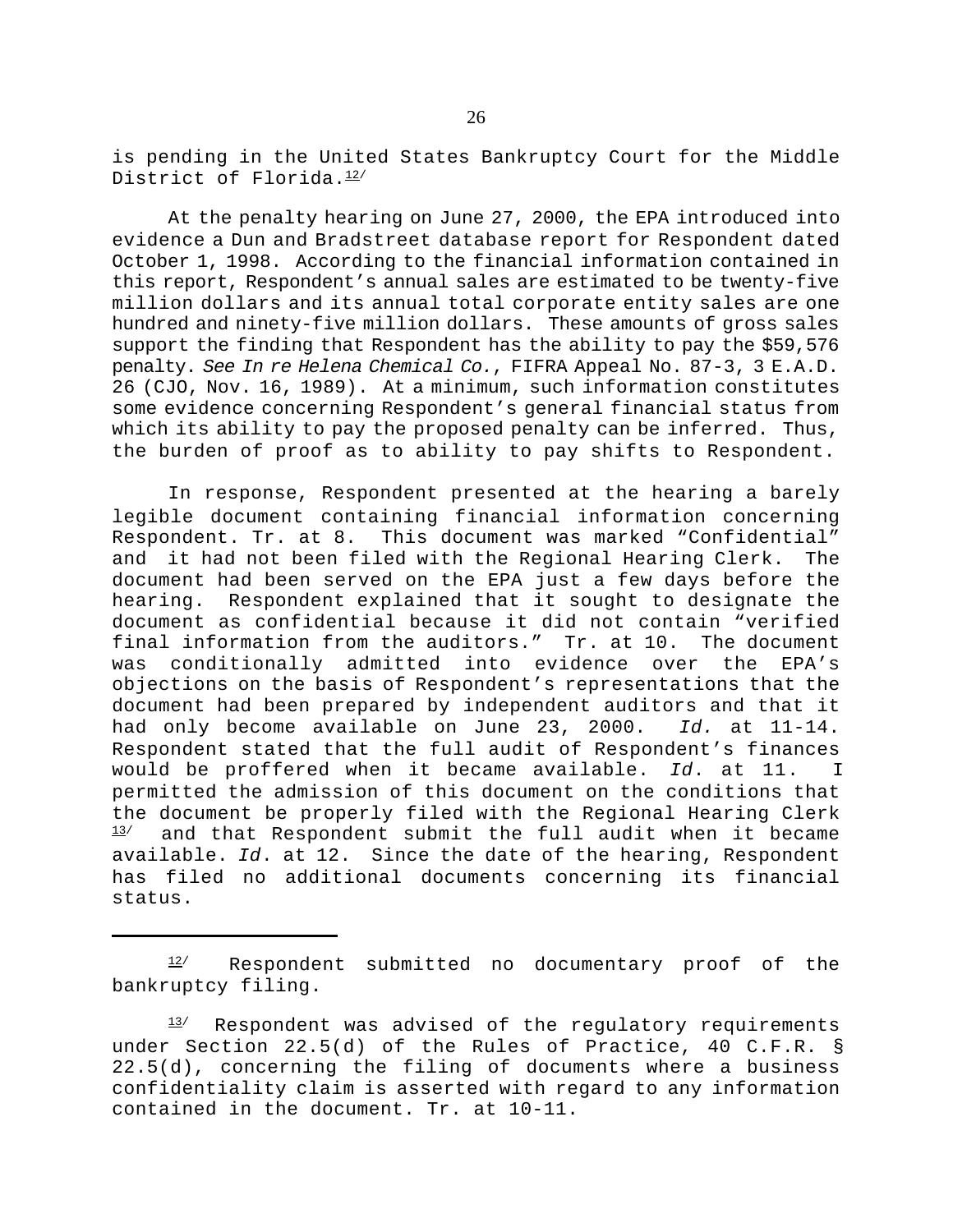is pending in the United States Bankruptcy Court for the Middle District of Florida.[12]

At the penalty hearing on June 27, 2000, the EPA introduced into evidence a Dun and Bradstreet database report for Respondent dated October 1, 1998. According to the financial information contained in this report, Respondent's annual sales are estimated to be twenty-five million dollars and its annual total corporate entity sales are one hundred and ninety-five million dollars. These amounts of gross sales support the finding that Respondent has the ability to pay the $59,576 penalty. *See In re Helena Chemical Co.*, FIFRA Appeal No. 87-3, 3 E.A.D. 26 (CJO, Nov. 16, 1989). At a minimum, such information constitutes some evidence concerning Respondent's general financial status from which its ability to pay the proposed penalty can be inferred. Thus, the burden of proof as to ability to pay shifts to Respondent.

In response, Respondent presented at the hearing a barely legible document containing financial information concerning Respondent. Tr. at 8. This document was marked "Confidential" and it had not been filed with the Regional Hearing Clerk. The document had been served on the EPA just a few days before the hearing. Respondent explained that it sought to designate the document as confidential because it did not contain "verified final information from the auditors." Tr. at 10. The document was conditionally admitted into evidence over the EPA's objections on the basis of Respondent's representations that the document had been prepared by independent auditors and that it had only become available on June 23, 2000. *Id.* at 11-14. Respondent stated that the full audit of Respondent's finances would be proffered when it became available. *Id*. at 11. I permitted the admission of this document on the conditions that the document be properly filed with the Regional Hearing Clerk [13] and that Respondent submit the full audit when it became available. *Id*. at 12. Since the date of the hearing, Respondent has filed no additional documents concerning its financial status.

---

[12] Respondent submitted no documentary proof of the bankruptcy filing.

[13] Respondent was advised of the regulatory requirements under Section 22.5(d) of the Rules of Practice, 40 C.F.R. § 22.5(d), concerning the filing of documents where a business confidentiality claim is asserted with regard to any information contained in the document. Tr. at 10-11.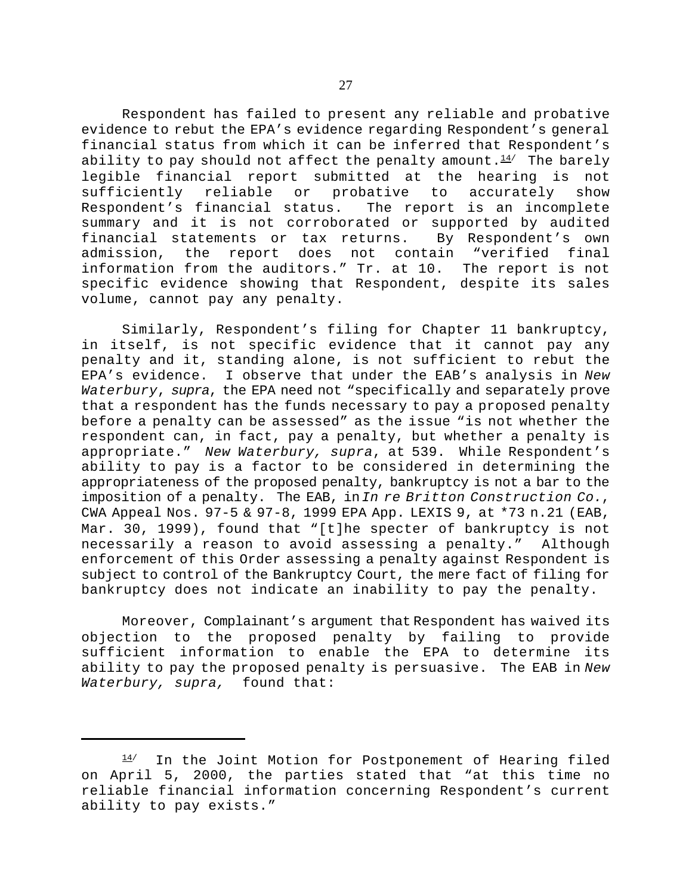Respondent has failed to present any reliable and probative evidence to rebut the EPA's evidence regarding Respondent's general financial status from which it can be inferred that Respondent's ability to pay should not affect the penalty amount.[14] The barely legible financial report submitted at the hearing is not sufficiently reliable or probative to accurately show Respondent's financial status. The report is an incomplete summary and it is not corroborated or supported by audited financial statements or tax returns. By Respondent's own admission, the report does not contain "verified final information from the auditors." Tr. at 10. The report is not specific evidence showing that Respondent, despite its sales volume, cannot pay any penalty.

Similarly, Respondent's filing for Chapter 11 bankruptcy, in itself, is not specific evidence that it cannot pay any penalty and it, standing alone, is not sufficient to rebut the EPA's evidence. I observe that under the EAB's analysis in *New Waterbury*, *supra*, the EPA need not "specifically and separately prove that a respondent has the funds necessary to pay a proposed penalty before a penalty can be assessed" as the issue "is not whether the respondent can, in fact, pay a penalty, but whether a penalty is appropriate." *New Waterbury, supra*, at 539. While Respondent's ability to pay is a factor to be considered in determining the appropriateness of the proposed penalty, bankruptcy is not a bar to the imposition of a penalty. The EAB, in *In re Britton Construction Co.*, CWA Appeal Nos. 97-5 & 97-8, 1999 EPA App. LEXIS 9, at *73 n.21 (EAB, Mar. 30, 1999), found that "[t]he specter of bankruptcy is not necessarily a reason to avoid assessing a penalty." Although enforcement of this Order assessing a penalty against Respondent is subject to control of the Bankruptcy Court, the mere fact of filing for bankruptcy does not indicate an inability to pay the penalty.

Moreover, Complainant's argument that Respondent has waived its objection to the proposed penalty by failing to provide sufficient information to enable the EPA to determine its ability to pay the proposed penalty is persuasive. The EAB in *New Waterbury, supra,* found that:

---

[14] In the Joint Motion for Postponement of Hearing filed on April 5, 2000, the parties stated that "at this time no reliable financial information concerning Respondent's current ability to pay exists."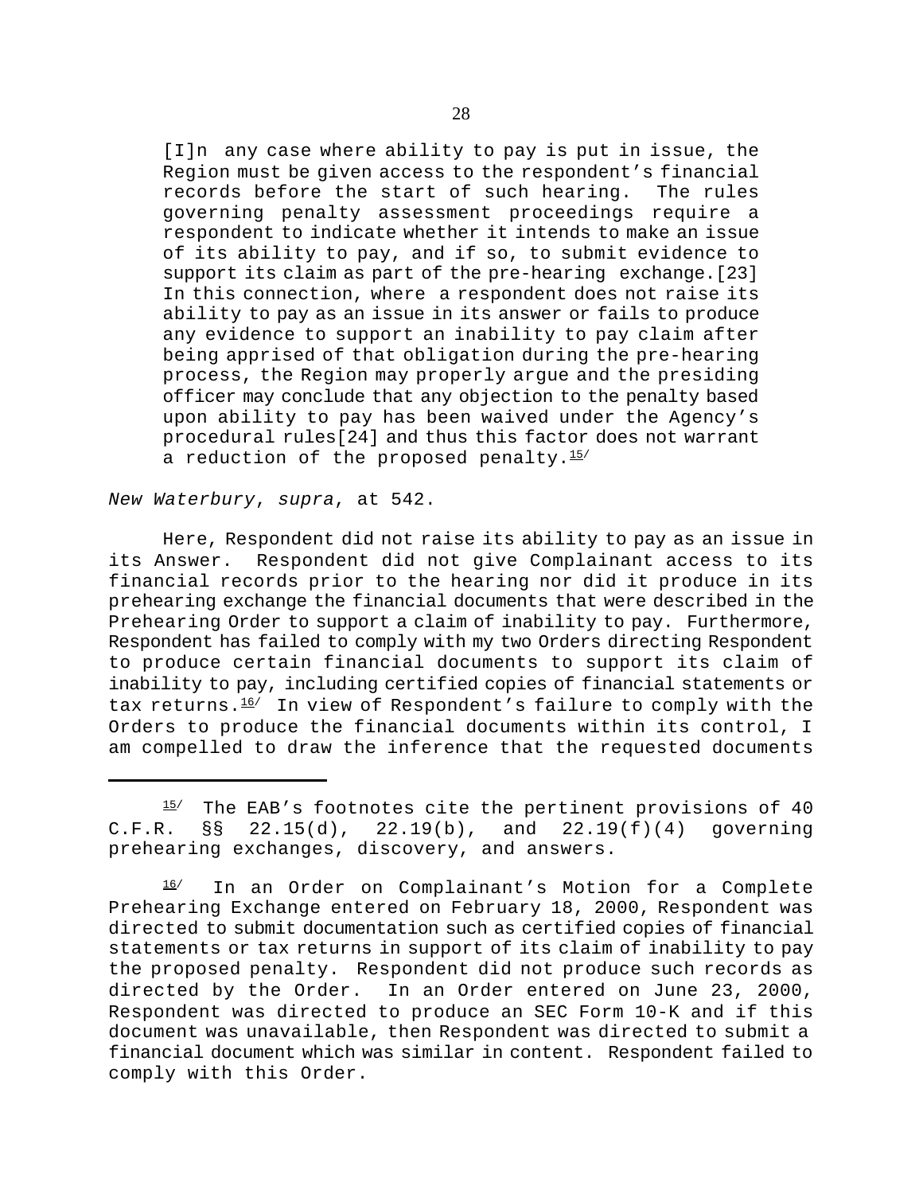> [I]n any case where ability to pay is put in issue, the Region must be given access to the respondent's financial records before the start of such hearing. The rules governing penalty assessment proceedings require a respondent to indicate whether it intends to make an issue of its ability to pay, and if so, to submit evidence to support its claim as part of the pre-hearing exchange.[23] In this connection, where a respondent does not raise its ability to pay as an issue in its answer or fails to produce any evidence to support an inability to pay claim after being apprised of that obligation during the pre-hearing process, the Region may properly argue and the presiding officer may conclude that any objection to the penalty based upon ability to pay has been waived under the Agency's procedural rules[24] and thus this factor does not warrant a reduction of the proposed penalty.[15]

*New Waterbury*, *supra*, at 542.

Here, Respondent did not raise its ability to pay as an issue in its Answer. Respondent did not give Complainant access to its financial records prior to the hearing nor did it produce in its prehearing exchange the financial documents that were described in the Prehearing Order to support a claim of inability to pay. Furthermore, Respondent has failed to comply with my two Orders directing Respondent to produce certain financial documents to support its claim of inability to pay, including certified copies of financial statements or tax returns.[16] In view of Respondent's failure to comply with the Orders to produce the financial documents within its control, I am compelled to draw the inference that the requested documents

---

[15] The EAB's footnotes cite the pertinent provisions of 40 C.F.R. §§ 22.15(d), 22.19(b), and 22.19(f)(4) governing prehearing exchanges, discovery, and answers.

[16] In an Order on Complainant's Motion for a Complete Prehearing Exchange entered on February 18, 2000, Respondent was directed to submit documentation such as certified copies of financial statements or tax returns in support of its claim of inability to pay the proposed penalty. Respondent did not produce such records as directed by the Order. In an Order entered on June 23, 2000, Respondent was directed to produce an SEC Form 10-K and if this document was unavailable, then Respondent was directed to submit a financial document which was similar in content. Respondent failed to comply with this Order.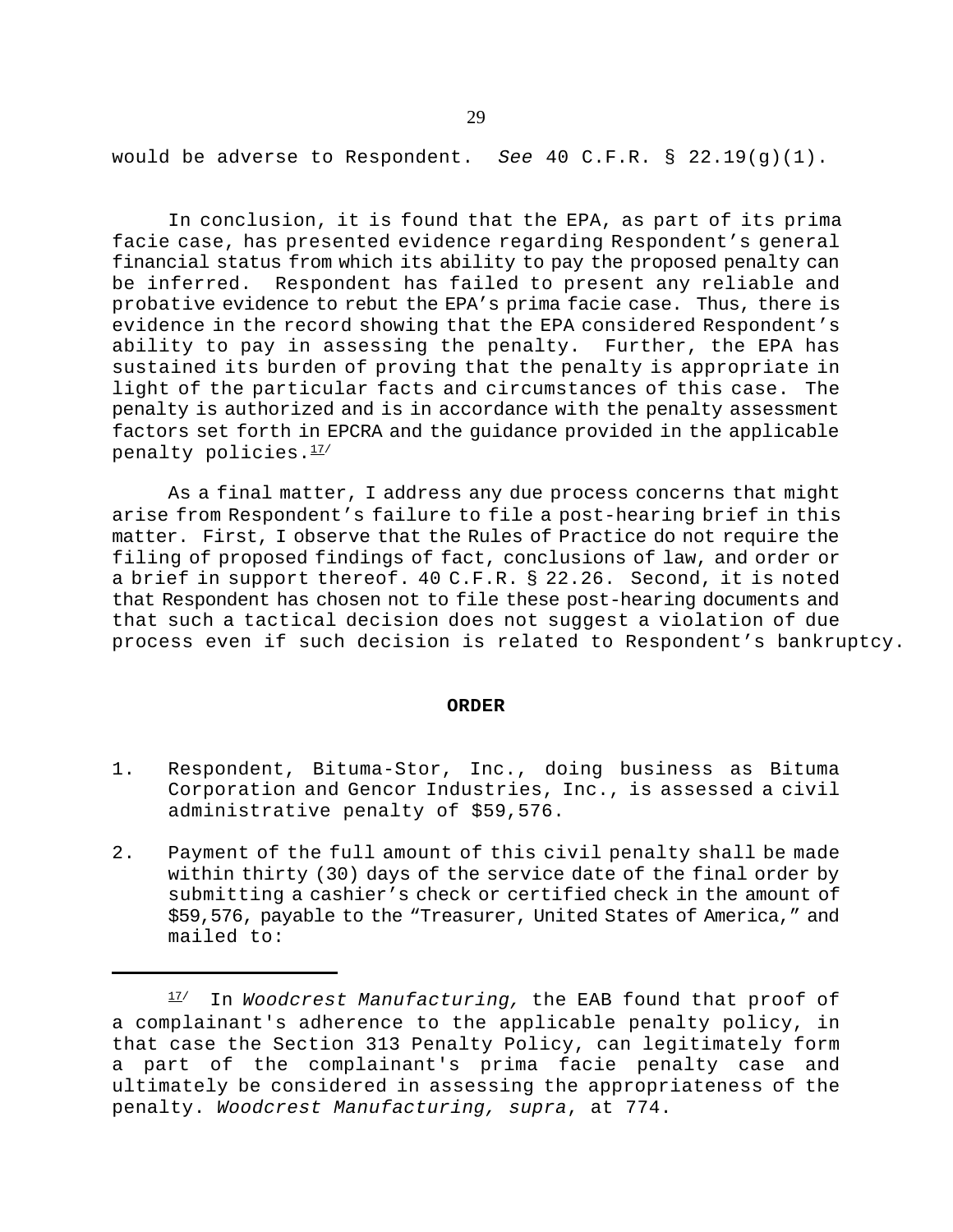would be adverse to Respondent. *See* 40 C.F.R. § 22.19(g)(1).

In conclusion, it is found that the EPA, as part of its prima facie case, has presented evidence regarding Respondent's general financial status from which its ability to pay the proposed penalty can be inferred. Respondent has failed to present any reliable and probative evidence to rebut the EPA's prima facie case. Thus, there is evidence in the record showing that the EPA considered Respondent's ability to pay in assessing the penalty. Further, the EPA has sustained its burden of proving that the penalty is appropriate in light of the particular facts and circumstances of this case. The penalty is authorized and is in accordance with the penalty assessment factors set forth in EPCRA and the guidance provided in the applicable penalty policies.[17/]

As a final matter, I address any due process concerns that might arise from Respondent's failure to file a post-hearing brief in this matter. First, I observe that the Rules of Practice do not require the filing of proposed findings of fact, conclusions of law, and order or a brief in support thereof. 40 C.F.R. § 22.26. Second, it is noted that Respondent has chosen not to file these post-hearing documents and that such a tactical decision does not suggest a violation of due process even if such decision is related to Respondent's bankruptcy.

**ORDER**

1. Respondent, Bituma-Stor, Inc., doing business as Bituma Corporation and Gencor Industries, Inc., is assessed a civil administrative penalty of $59,576.

2. Payment of the full amount of this civil penalty shall be made within thirty (30) days of the service date of the final order by submitting a cashier's check or certified check in the amount of $59,576, payable to the "Treasurer, United States of America," and mailed to:

---

[17/] In *Woodcrest Manufacturing,* the EAB found that proof of a complainant's adherence to the applicable penalty policy, in that case the Section 313 Penalty Policy, can legitimately form a part of the complainant's prima facie penalty case and ultimately be considered in assessing the appropriateness of the penalty. *Woodcrest Manufacturing, supra*, at 774.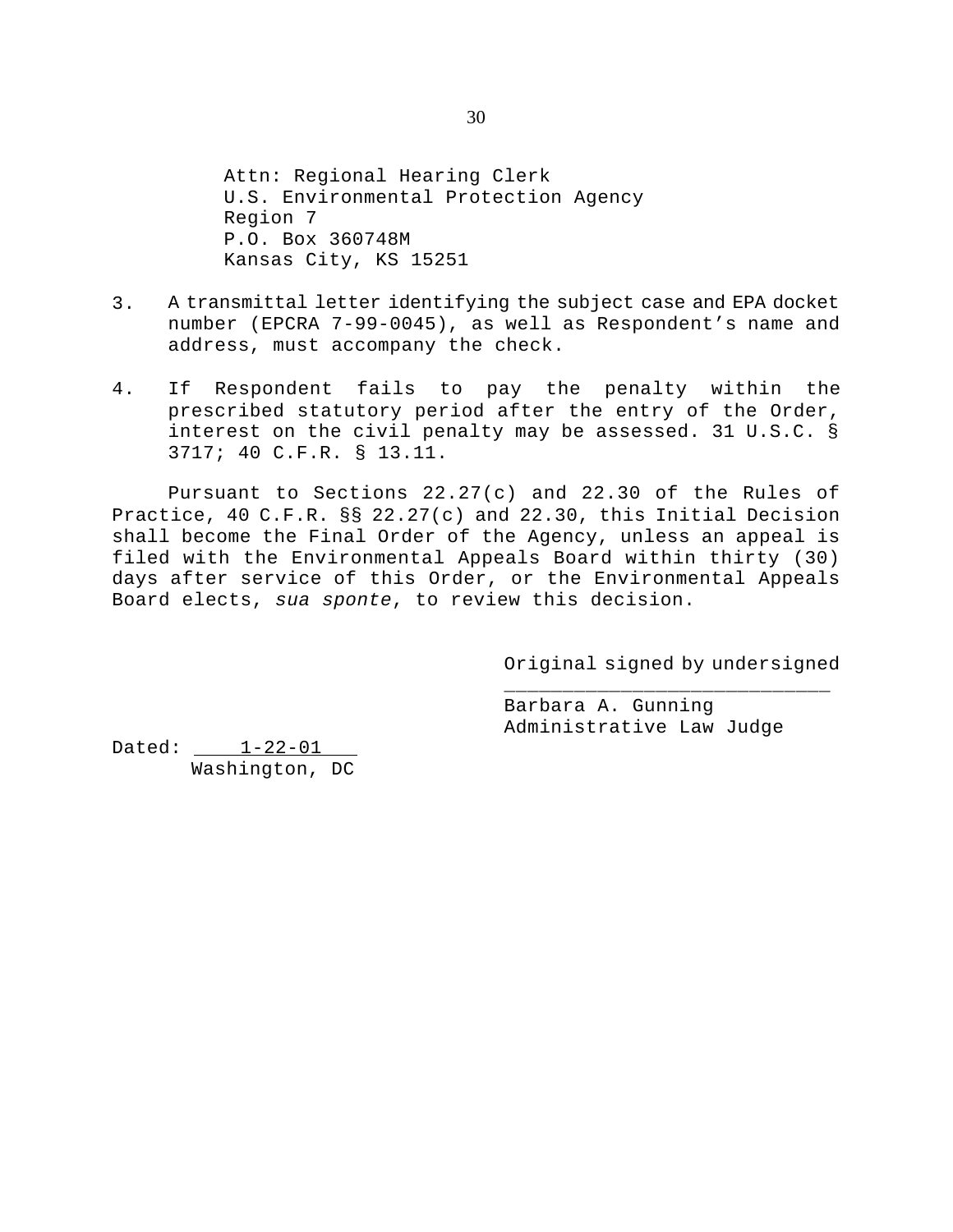Attn: Regional Hearing Clerk
U.S. Environmental Protection Agency
Region 7
P.O. Box 360748M
Kansas City, KS 15251

3. A transmittal letter identifying the subject case and EPA docket number (EPCRA 7-99-0045), as well as Respondent's name and address, must accompany the check.

4. If Respondent fails to pay the penalty within the prescribed statutory period after the entry of the Order, interest on the civil penalty may be assessed. 31 U.S.C. § 3717; 40 C.F.R. § 13.11.

Pursuant to Sections 22.27(c) and 22.30 of the Rules of Practice, 40 C.F.R. §§ 22.27(c) and 22.30, this Initial Decision shall become the Final Order of the Agency, unless an appeal is filed with the Environmental Appeals Board within thirty (30) days after service of this Order, or the Environmental Appeals Board elects, *sua sponte*, to review this decision.

Original signed by undersigned
______________________________
Barbara A. Gunning
Administrative Law Judge

Dated: 1-22-01
Washington, DC